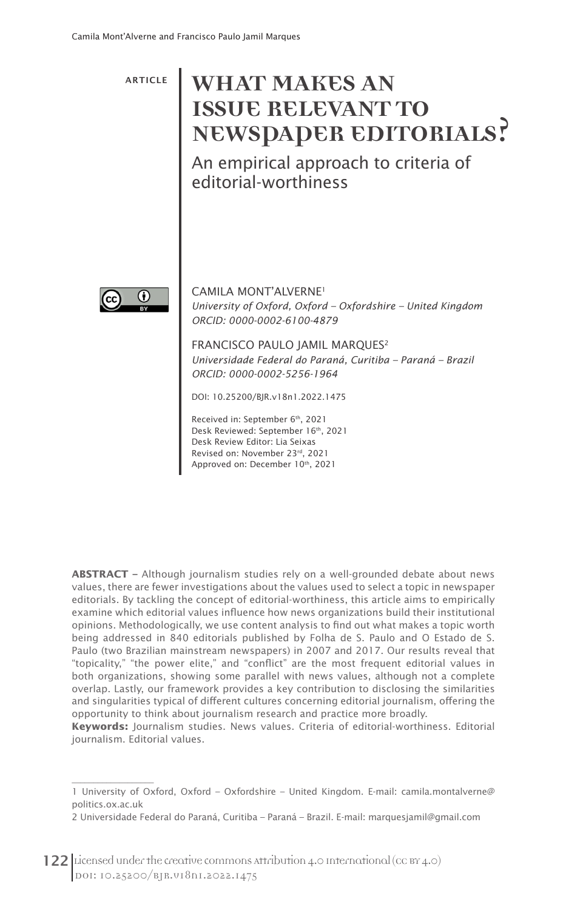ARTICLE

# WHAT MAKES AN ISSUE RELEVANT TO NEWSPAPER EDITORIALS?

## An empirical approach to criteria of editorial-worthiness

CAMILA MONT'ALVERNE[1]
*University of Oxford, Oxford – Oxfordshire – United Kingdom*
*ORCID: 0000-0002-6100-4879*

FRANCISCO PAULO JAMIL MARQUES[2]
*Universidade Federal do Paraná, Curitiba – Paraná – Brazil*
*ORCID: 0000-0002-5256-1964*

DOI: 10.25200/BJR.v18n1.2022.1475

Received in: September 6th, 2021
Desk Reviewed: September 16th, 2021
Desk Review Editor: Lia Seixas
Revised on: November 23rd, 2021
Approved on: December 10th, 2021

**ABSTRACT** – Although journalism studies rely on a well-grounded debate about news values, there are fewer investigations about the values used to select a topic in newspaper editorials. By tackling the concept of editorial-worthiness, this article aims to empirically examine which editorial values influence how news organizations build their institutional opinions. Methodologically, we use content analysis to find out what makes a topic worth being addressed in 840 editorials published by Folha de S. Paulo and O Estado de S. Paulo (two Brazilian mainstream newspapers) in 2007 and 2017. Our results reveal that "topicality," "the power elite," and "conflict" are the most frequent editorial values in both organizations, showing some parallel with news values, although not a complete overlap. Lastly, our framework provides a key contribution to disclosing the similarities and singularities typical of different cultures concerning editorial journalism, offering the opportunity to think about journalism research and practice more broadly.

**Keywords:** Journalism studies. News values. Criteria of editorial-worthiness. Editorial journalism. Editorial values.

---

1 University of Oxford, Oxford – Oxfordshire – United Kingdom. E-mail: camila.montalverne@politics.ox.ac.uk

2 Universidade Federal do Paraná, Curitiba – Paraná – Brazil. E-mail: marquesjamil@gmail.com

Licensed under the creative commons Attribution 4.0 International (CC BY 4.0)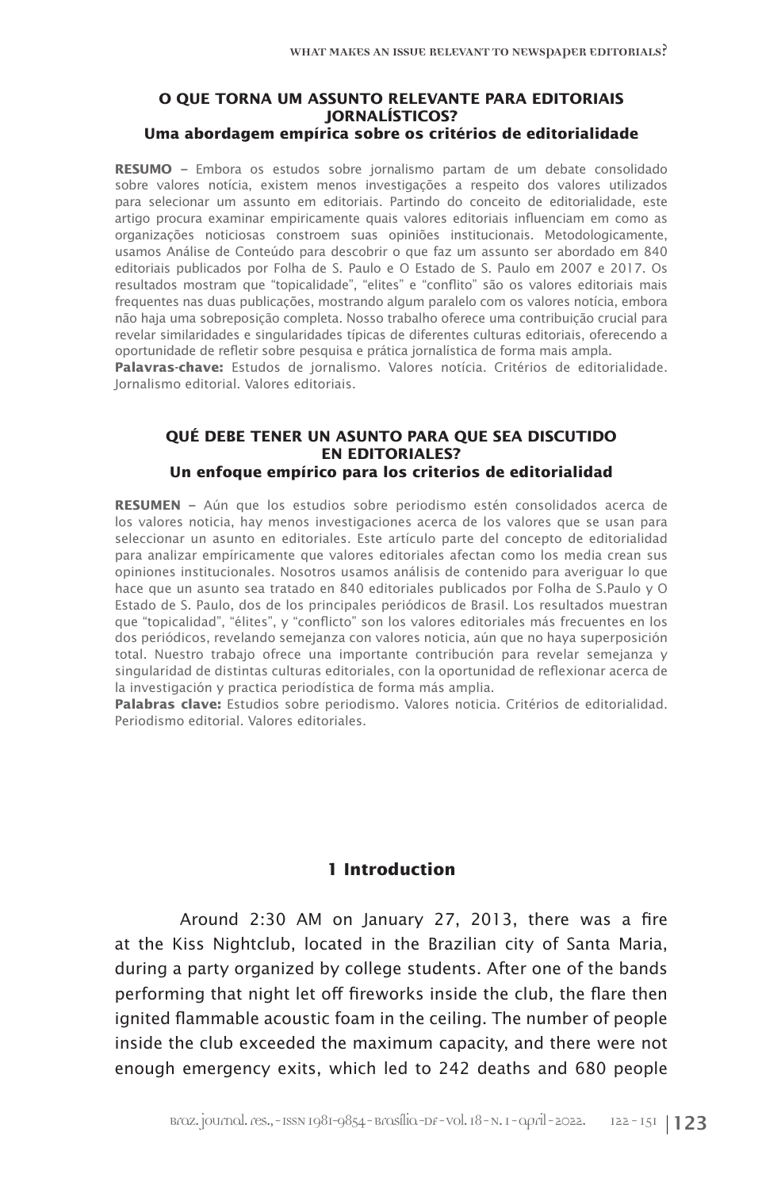### O QUE TORNA UM ASSUNTO RELEVANTE PARA EDITORIAIS JORNALÍSTICOS?
### Uma abordagem empírica sobre os critérios de editorialidade

**RESUMO –** Embora os estudos sobre jornalismo partam de um debate consolidado sobre valores notícia, existem menos investigações a respeito dos valores utilizados para selecionar um assunto em editoriais. Partindo do conceito de editorialidade, este artigo procura examinar empiricamente quais valores editoriais influenciam em como as organizações noticiosas constroem suas opiniões institucionais. Metodologicamente, usamos Análise de Conteúdo para descobrir o que faz um assunto ser abordado em 840 editoriais publicados por Folha de S. Paulo e O Estado de S. Paulo em 2007 e 2017. Os resultados mostram que "topicalidade", "elites" e "conflito" são os valores editoriais mais frequentes nas duas publicações, mostrando algum paralelo com os valores notícia, embora não haja uma sobreposição completa. Nosso trabalho oferece uma contribuição crucial para revelar similaridades e singularidades típicas de diferentes culturas editoriais, oferecendo a oportunidade de refletir sobre pesquisa e prática jornalística de forma mais ampla.

**Palavras-chave:** Estudos de jornalismo. Valores notícia. Critérios de editorialidade. Jornalismo editorial. Valores editoriais.

### QUÉ DEBE TENER UN ASUNTO PARA QUE SEA DISCUTIDO EN EDITORIALES?
### Un enfoque empírico para los criterios de editorialidad

**RESUMEN –** Aún que los estudios sobre periodismo estén consolidados acerca de los valores noticia, hay menos investigaciones acerca de los valores que se usan para seleccionar un asunto en editoriales. Este artículo parte del concepto de editorialidad para analizar empíricamente que valores editoriales afectan como los media crean sus opiniones institucionales. Nosotros usamos análisis de contenido para averiguar lo que hace que un asunto sea tratado en 840 editoriales publicados por Folha de S.Paulo y O Estado de S. Paulo, dos de los principales periódicos de Brasil. Los resultados muestran que "topicalidad", "élites", y "conflicto" son los valores editoriales más frecuentes en los dos periódicos, revelando semejanza con valores noticia, aún que no haya superposición total. Nuestro trabajo ofrece una importante contribución para revelar semejanza y singularidad de distintas culturas editoriales, con la oportunidad de reflexionar acerca de la investigación y practica periodística de forma más amplia.

**Palabras clave:** Estudios sobre periodismo. Valores noticia. Critérios de editorialidad. Periodismo editorial. Valores editoriales.

## 1 Introduction

Around 2:30 AM on January 27, 2013, there was a fire at the Kiss Nightclub, located in the Brazilian city of Santa Maria, during a party organized by college students. After one of the bands performing that night let off fireworks inside the club, the flare then ignited flammable acoustic foam in the ceiling. The number of people inside the club exceeded the maximum capacity, and there were not enough emergency exits, which led to 242 deaths and 680 people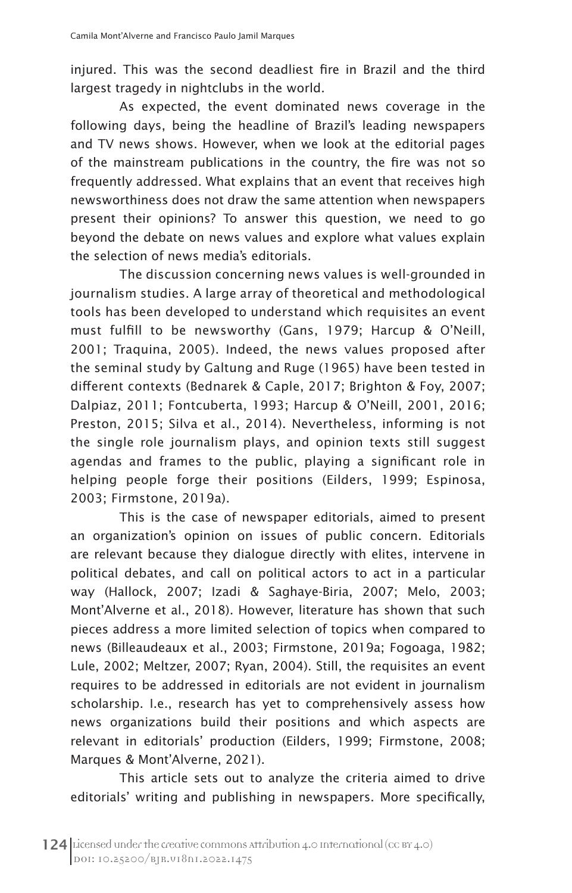injured. This was the second deadliest fire in Brazil and the third largest tragedy in nightclubs in the world.

As expected, the event dominated news coverage in the following days, being the headline of Brazil's leading newspapers and TV news shows. However, when we look at the editorial pages of the mainstream publications in the country, the fire was not so frequently addressed. What explains that an event that receives high newsworthiness does not draw the same attention when newspapers present their opinions? To answer this question, we need to go beyond the debate on news values and explore what values explain the selection of news media's editorials.

The discussion concerning news values is well-grounded in journalism studies. A large array of theoretical and methodological tools has been developed to understand which requisites an event must fulfill to be newsworthy (Gans, 1979; Harcup & O'Neill, 2001; Traquina, 2005). Indeed, the news values proposed after the seminal study by Galtung and Ruge (1965) have been tested in different contexts (Bednarek & Caple, 2017; Brighton & Foy, 2007; Dalpiaz, 2011; Fontcuberta, 1993; Harcup & O'Neill, 2001, 2016; Preston, 2015; Silva et al., 2014). Nevertheless, informing is not the single role journalism plays, and opinion texts still suggest agendas and frames to the public, playing a significant role in helping people forge their positions (Eilders, 1999; Espinosa, 2003; Firmstone, 2019a).

This is the case of newspaper editorials, aimed to present an organization's opinion on issues of public concern. Editorials are relevant because they dialogue directly with elites, intervene in political debates, and call on political actors to act in a particular way (Hallock, 2007; Izadi & Saghaye-Biria, 2007; Melo, 2003; Mont'Alverne et al., 2018). However, literature has shown that such pieces address a more limited selection of topics when compared to news (Billeaudeaux et al., 2003; Firmstone, 2019a; Fogoaga, 1982; Lule, 2002; Meltzer, 2007; Ryan, 2004). Still, the requisites an event requires to be addressed in editorials are not evident in journalism scholarship. I.e., research has yet to comprehensively assess how news organizations build their positions and which aspects are relevant in editorials' production (Eilders, 1999; Firmstone, 2008; Marques & Mont'Alverne, 2021).

This article sets out to analyze the criteria aimed to drive editorials' writing and publishing in newspapers. More specifically,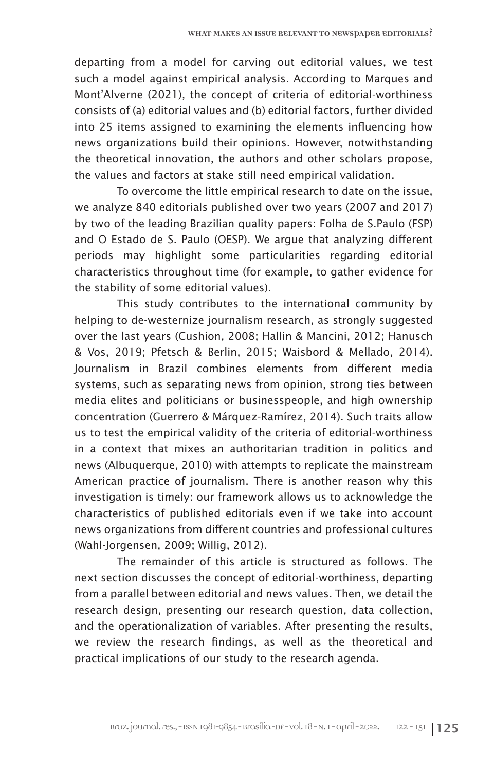departing from a model for carving out editorial values, we test such a model against empirical analysis. According to Marques and Mont'Alverne (2021), the concept of criteria of editorial-worthiness consists of (a) editorial values and (b) editorial factors, further divided into 25 items assigned to examining the elements influencing how news organizations build their opinions. However, notwithstanding the theoretical innovation, the authors and other scholars propose, the values and factors at stake still need empirical validation.

To overcome the little empirical research to date on the issue, we analyze 840 editorials published over two years (2007 and 2017) by two of the leading Brazilian quality papers: Folha de S.Paulo (FSP) and O Estado de S. Paulo (OESP). We argue that analyzing different periods may highlight some particularities regarding editorial characteristics throughout time (for example, to gather evidence for the stability of some editorial values).

This study contributes to the international community by helping to de-westernize journalism research, as strongly suggested over the last years (Cushion, 2008; Hallin & Mancini, 2012; Hanusch & Vos, 2019; Pfetsch & Berlin, 2015; Waisbord & Mellado, 2014). Journalism in Brazil combines elements from different media systems, such as separating news from opinion, strong ties between media elites and politicians or businesspeople, and high ownership concentration (Guerrero & Márquez-Ramírez, 2014). Such traits allow us to test the empirical validity of the criteria of editorial-worthiness in a context that mixes an authoritarian tradition in politics and news (Albuquerque, 2010) with attempts to replicate the mainstream American practice of journalism. There is another reason why this investigation is timely: our framework allows us to acknowledge the characteristics of published editorials even if we take into account news organizations from different countries and professional cultures (Wahl-Jorgensen, 2009; Willig, 2012).

The remainder of this article is structured as follows. The next section discusses the concept of editorial-worthiness, departing from a parallel between editorial and news values. Then, we detail the research design, presenting our research question, data collection, and the operationalization of variables. After presenting the results, we review the research findings, as well as the theoretical and practical implications of our study to the research agenda.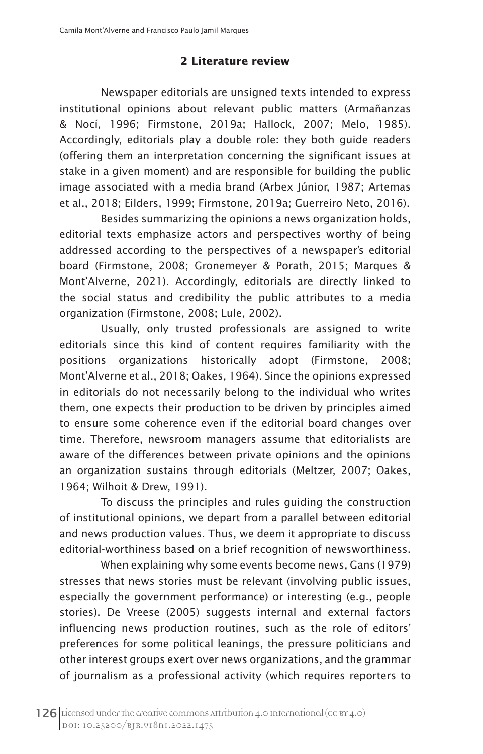## 2 Literature review

Newspaper editorials are unsigned texts intended to express institutional opinions about relevant public matters (Armañanzas & Nocí, 1996; Firmstone, 2019a; Hallock, 2007; Melo, 1985). Accordingly, editorials play a double role: they both guide readers (offering them an interpretation concerning the significant issues at stake in a given moment) and are responsible for building the public image associated with a media brand (Arbex Júnior, 1987; Artemas et al., 2018; Eilders, 1999; Firmstone, 2019a; Guerreiro Neto, 2016).

Besides summarizing the opinions a news organization holds, editorial texts emphasize actors and perspectives worthy of being addressed according to the perspectives of a newspaper's editorial board (Firmstone, 2008; Gronemeyer & Porath, 2015; Marques & Mont'Alverne, 2021). Accordingly, editorials are directly linked to the social status and credibility the public attributes to a media organization (Firmstone, 2008; Lule, 2002).

Usually, only trusted professionals are assigned to write editorials since this kind of content requires familiarity with the positions organizations historically adopt (Firmstone, 2008; Mont'Alverne et al., 2018; Oakes, 1964). Since the opinions expressed in editorials do not necessarily belong to the individual who writes them, one expects their production to be driven by principles aimed to ensure some coherence even if the editorial board changes over time. Therefore, newsroom managers assume that editorialists are aware of the differences between private opinions and the opinions an organization sustains through editorials (Meltzer, 2007; Oakes, 1964; Wilhoit & Drew, 1991).

To discuss the principles and rules guiding the construction of institutional opinions, we depart from a parallel between editorial and news production values. Thus, we deem it appropriate to discuss editorial-worthiness based on a brief recognition of newsworthiness.

When explaining why some events become news, Gans (1979) stresses that news stories must be relevant (involving public issues, especially the government performance) or interesting (e.g., people stories). De Vreese (2005) suggests internal and external factors influencing news production routines, such as the role of editors' preferences for some political leanings, the pressure politicians and other interest groups exert over news organizations, and the grammar of journalism as a professional activity (which requires reporters to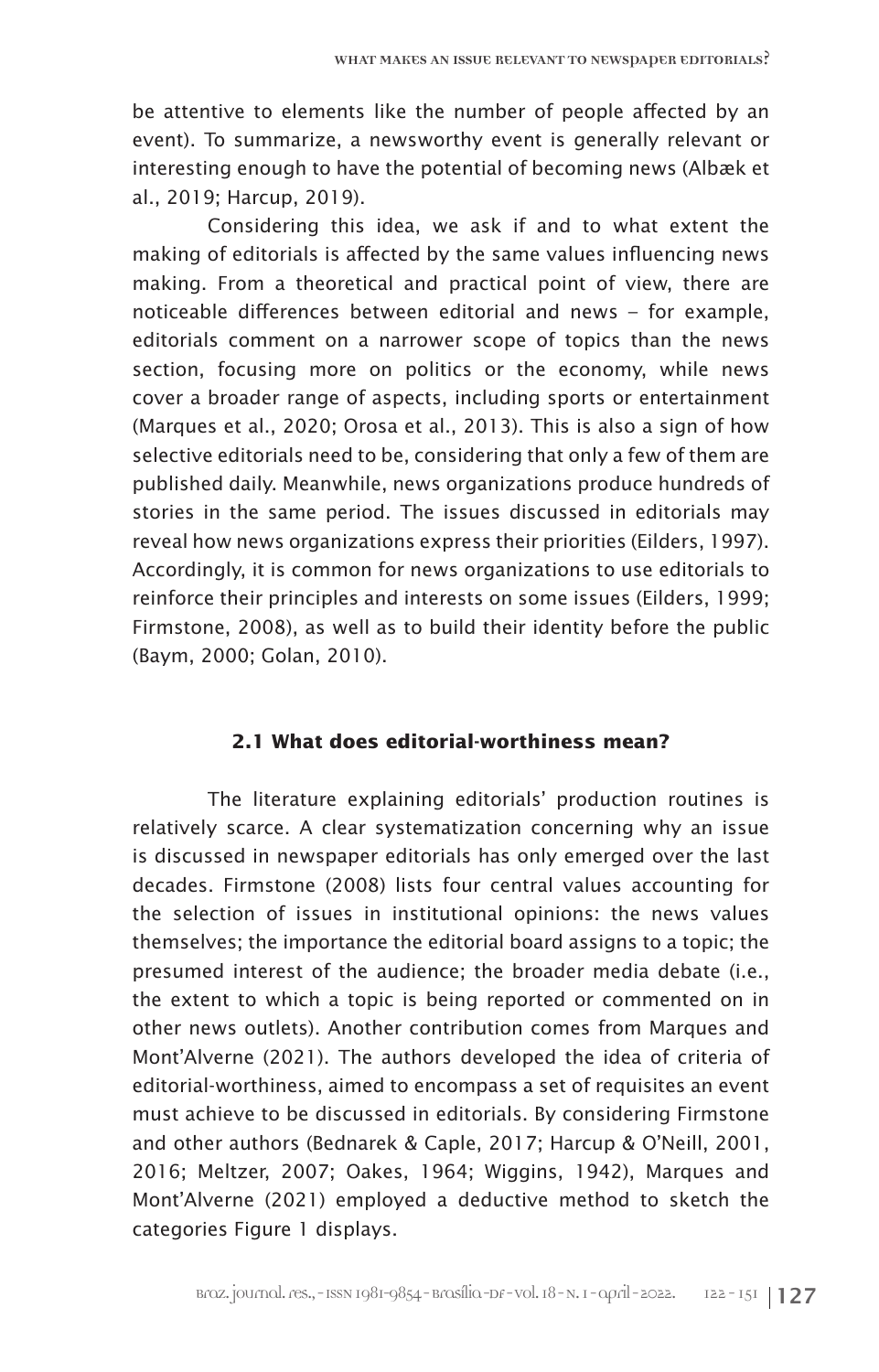be attentive to elements like the number of people affected by an event). To summarize, a newsworthy event is generally relevant or interesting enough to have the potential of becoming news (Albæk et al., 2019; Harcup, 2019).

Considering this idea, we ask if and to what extent the making of editorials is affected by the same values influencing news making. From a theoretical and practical point of view, there are noticeable differences between editorial and news – for example, editorials comment on a narrower scope of topics than the news section, focusing more on politics or the economy, while news cover a broader range of aspects, including sports or entertainment (Marques et al., 2020; Orosa et al., 2013). This is also a sign of how selective editorials need to be, considering that only a few of them are published daily. Meanwhile, news organizations produce hundreds of stories in the same period. The issues discussed in editorials may reveal how news organizations express their priorities (Eilders, 1997). Accordingly, it is common for news organizations to use editorials to reinforce their principles and interests on some issues (Eilders, 1999; Firmstone, 2008), as well as to build their identity before the public (Baym, 2000; Golan, 2010).

### 2.1 What does editorial-worthiness mean?

The literature explaining editorials' production routines is relatively scarce. A clear systematization concerning why an issue is discussed in newspaper editorials has only emerged over the last decades. Firmstone (2008) lists four central values accounting for the selection of issues in institutional opinions: the news values themselves; the importance the editorial board assigns to a topic; the presumed interest of the audience; the broader media debate (i.e., the extent to which a topic is being reported or commented on in other news outlets). Another contribution comes from Marques and Mont'Alverne (2021). The authors developed the idea of criteria of editorial-worthiness, aimed to encompass a set of requisites an event must achieve to be discussed in editorials. By considering Firmstone and other authors (Bednarek & Caple, 2017; Harcup & O'Neill, 2001, 2016; Meltzer, 2007; Oakes, 1964; Wiggins, 1942), Marques and Mont'Alverne (2021) employed a deductive method to sketch the categories Figure 1 displays.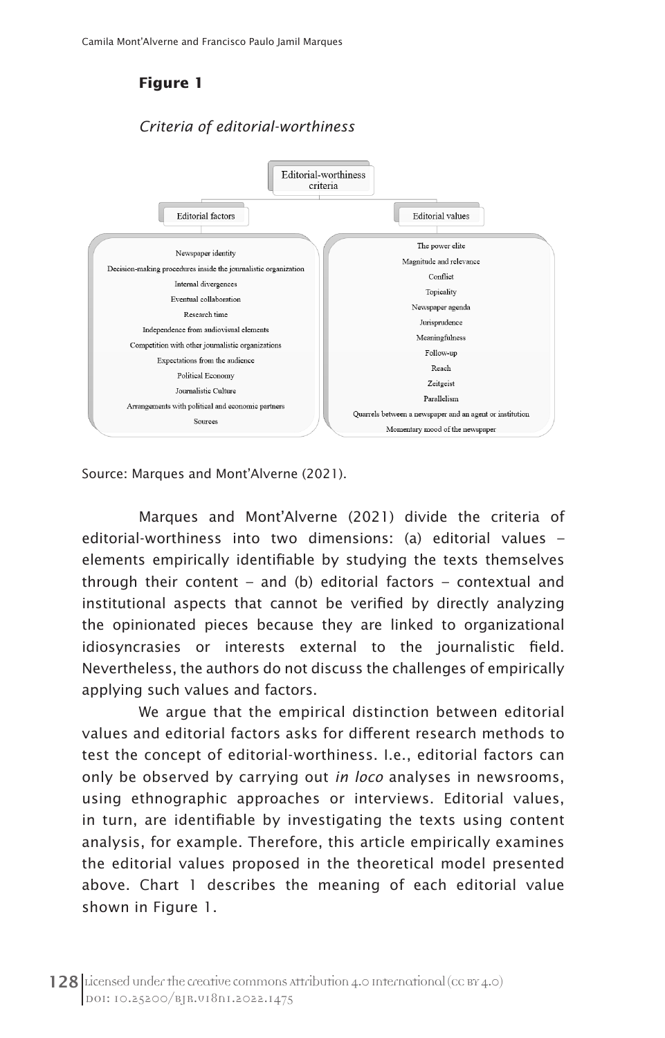**Figure 1**

*Criteria of editorial-worthiness*

Editorial-worthiness criteria

Editorial factors

- Newspaper identity
- Decision-making procedures inside the journalistic organization
- Internal divergences
- Eventual collaboration
- Research time
- Independence from audiovisual elements
- Competition with other journalistic organizations
- Expectations from the audience
- Political Economy
- Journalistic Culture
- Arrangements with political and economic partners
- Sources

Editorial values

- The power elite
- Magnitude and relevance
- Conflict
- Topicality
- Newspaper agenda
- Jurisprudence
- Meaningfulness
- Follow-up
- Reach
- Zeitgeist
- Parallelism
- Quarrels between a newspaper and an agent or institution
- Momentary mood of the newspaper

Source: Marques and Mont'Alverne (2021).

Marques and Mont'Alverne (2021) divide the criteria of editorial-worthiness into two dimensions: (a) editorial values – elements empirically identifiable by studying the texts themselves through their content – and (b) editorial factors – contextual and institutional aspects that cannot be verified by directly analyzing the opinionated pieces because they are linked to organizational idiosyncrasies or interests external to the journalistic field. Nevertheless, the authors do not discuss the challenges of empirically applying such values and factors.

We argue that the empirical distinction between editorial values and editorial factors asks for different research methods to test the concept of editorial-worthiness. I.e., editorial factors can only be observed by carrying out *in loco* analyses in newsrooms, using ethnographic approaches or interviews. Editorial values, in turn, are identifiable by investigating the texts using content analysis, for example. Therefore, this article empirically examines the editorial values proposed in the theoretical model presented above. Chart 1 describes the meaning of each editorial value shown in Figure 1.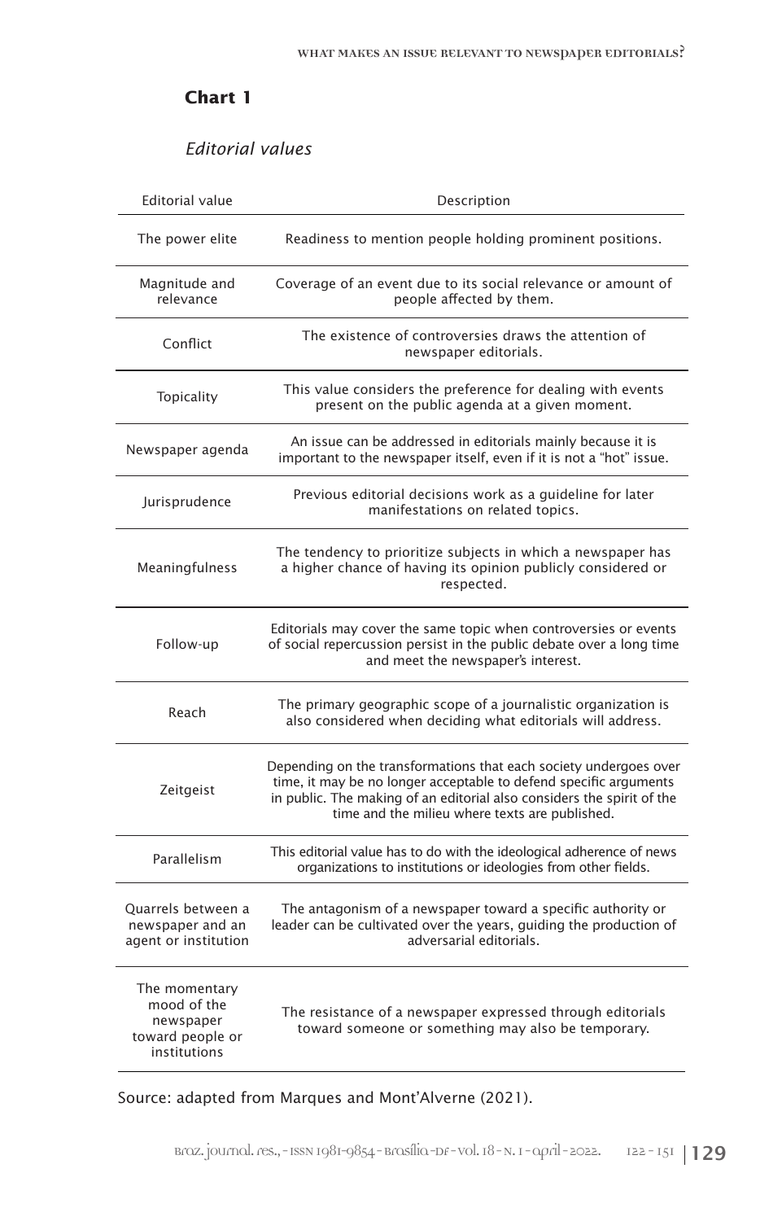**Chart 1**

*Editorial values*

| Editorial value | Description |
|---|---|
| The power elite | Readiness to mention people holding prominent positions. |
| Magnitude and relevance | Coverage of an event due to its social relevance or amount of people affected by them. |
| Conflict | The existence of controversies draws the attention of newspaper editorials. |
| Topicality | This value considers the preference for dealing with events present on the public agenda at a given moment. |
| Newspaper agenda | An issue can be addressed in editorials mainly because it is important to the newspaper itself, even if it is not a "hot" issue. |
| Jurisprudence | Previous editorial decisions work as a guideline for later manifestations on related topics. |
| Meaningfulness | The tendency to prioritize subjects in which a newspaper has a higher chance of having its opinion publicly considered or respected. |
| Follow-up | Editorials may cover the same topic when controversies or events of social repercussion persist in the public debate over a long time and meet the newspaper's interest. |
| Reach | The primary geographic scope of a journalistic organization is also considered when deciding what editorials will address. |
| Zeitgeist | Depending on the transformations that each society undergoes over time, it may be no longer acceptable to defend specific arguments in public. The making of an editorial also considers the spirit of the time and the milieu where texts are published. |
| Parallelism | This editorial value has to do with the ideological adherence of news organizations to institutions or ideologies from other fields. |
| Quarrels between a newspaper and an agent or institution | The antagonism of a newspaper toward a specific authority or leader can be cultivated over the years, guiding the production of adversarial editorials. |
| The momentary mood of the newspaper toward people or institutions | The resistance of a newspaper expressed through editorials toward someone or something may also be temporary. |

Source: adapted from Marques and Mont'Alverne (2021).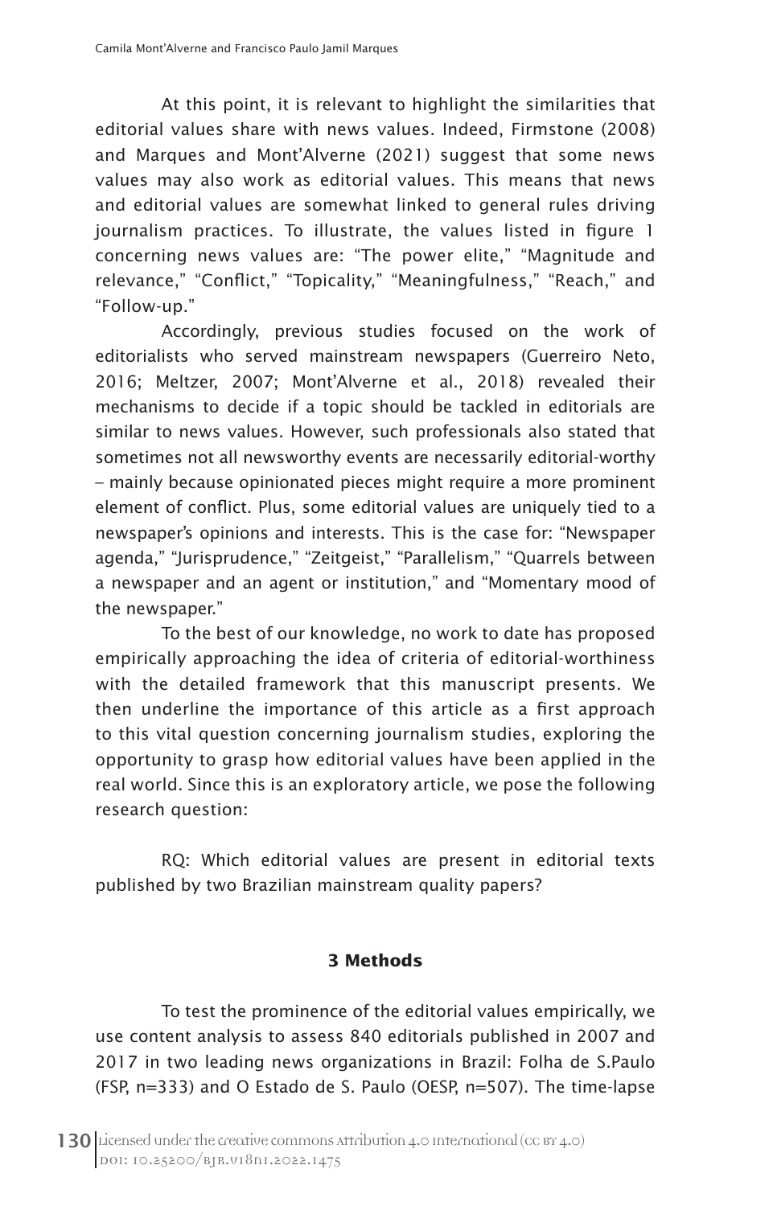At this point, it is relevant to highlight the similarities that editorial values share with news values. Indeed, Firmstone (2008) and Marques and Mont'Alverne (2021) suggest that some news values may also work as editorial values. This means that news and editorial values are somewhat linked to general rules driving journalism practices. To illustrate, the values listed in figure 1 concerning news values are: "The power elite," "Magnitude and relevance," "Conflict," "Topicality," "Meaningfulness," "Reach," and "Follow-up."

Accordingly, previous studies focused on the work of editorialists who served mainstream newspapers (Guerreiro Neto, 2016; Meltzer, 2007; Mont'Alverne et al., 2018) revealed their mechanisms to decide if a topic should be tackled in editorials are similar to news values. However, such professionals also stated that sometimes not all newsworthy events are necessarily editorial-worthy – mainly because opinionated pieces might require a more prominent element of conflict. Plus, some editorial values are uniquely tied to a newspaper's opinions and interests. This is the case for: "Newspaper agenda," "Jurisprudence," "Zeitgeist," "Parallelism," "Quarrels between a newspaper and an agent or institution," and "Momentary mood of the newspaper."

To the best of our knowledge, no work to date has proposed empirically approaching the idea of criteria of editorial-worthiness with the detailed framework that this manuscript presents. We then underline the importance of this article as a first approach to this vital question concerning journalism studies, exploring the opportunity to grasp how editorial values have been applied in the real world. Since this is an exploratory article, we pose the following research question:

RQ: Which editorial values are present in editorial texts published by two Brazilian mainstream quality papers?

## 3 Methods

To test the prominence of the editorial values empirically, we use content analysis to assess 840 editorials published in 2007 and 2017 in two leading news organizations in Brazil: Folha de S.Paulo (FSP, n=333) and O Estado de S. Paulo (OESP, n=507). The time-lapse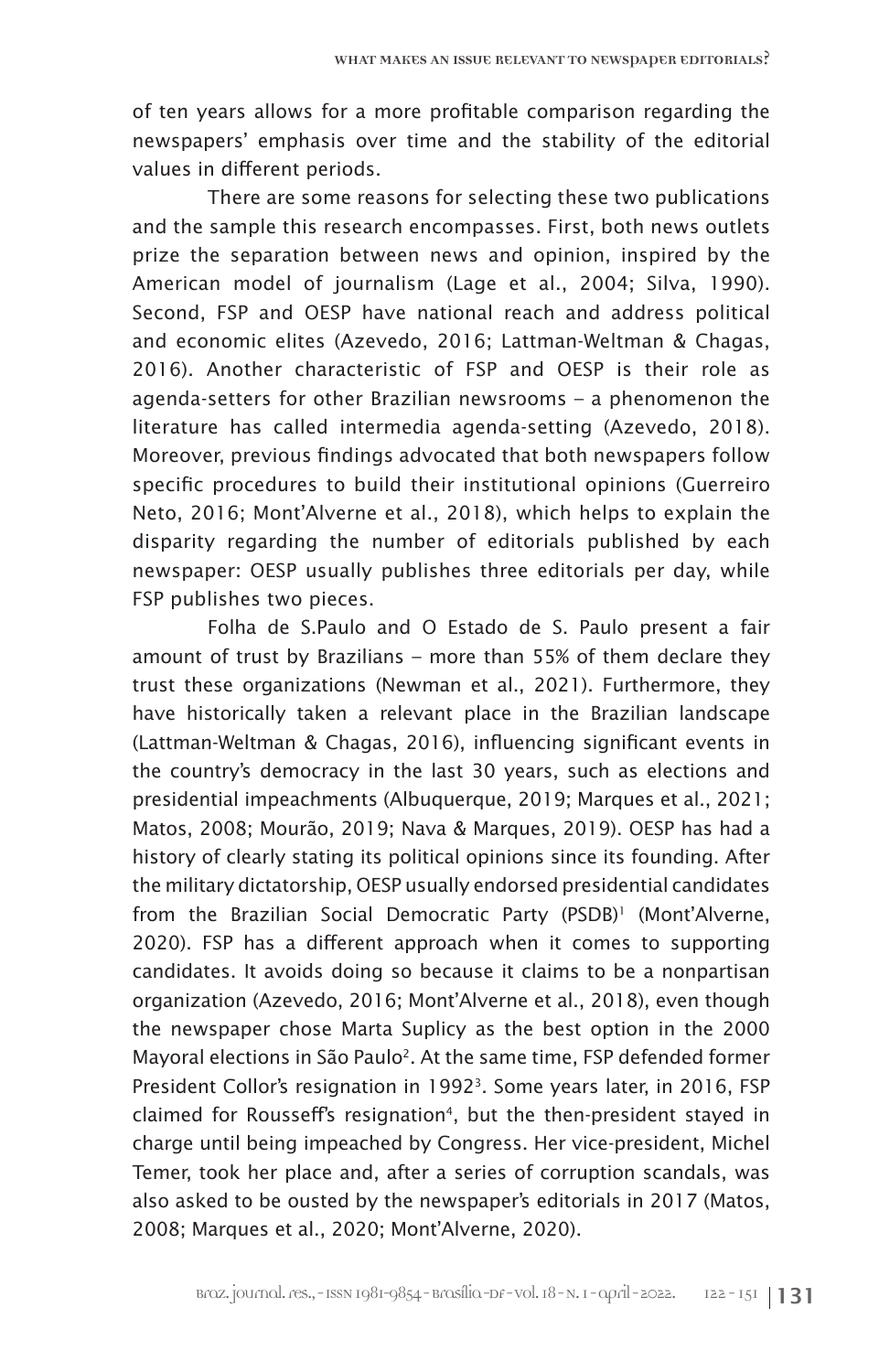of ten years allows for a more profitable comparison regarding the newspapers' emphasis over time and the stability of the editorial values in different periods.

There are some reasons for selecting these two publications and the sample this research encompasses. First, both news outlets prize the separation between news and opinion, inspired by the American model of journalism (Lage et al., 2004; Silva, 1990). Second, FSP and OESP have national reach and address political and economic elites (Azevedo, 2016; Lattman-Weltman & Chagas, 2016). Another characteristic of FSP and OESP is their role as agenda-setters for other Brazilian newsrooms – a phenomenon the literature has called intermedia agenda-setting (Azevedo, 2018). Moreover, previous findings advocated that both newspapers follow specific procedures to build their institutional opinions (Guerreiro Neto, 2016; Mont'Alverne et al., 2018), which helps to explain the disparity regarding the number of editorials published by each newspaper: OESP usually publishes three editorials per day, while FSP publishes two pieces.

Folha de S.Paulo and O Estado de S. Paulo present a fair amount of trust by Brazilians – more than 55% of them declare they trust these organizations (Newman et al., 2021). Furthermore, they have historically taken a relevant place in the Brazilian landscape (Lattman-Weltman & Chagas, 2016), influencing significant events in the country's democracy in the last 30 years, such as elections and presidential impeachments (Albuquerque, 2019; Marques et al., 2021; Matos, 2008; Mourão, 2019; Nava & Marques, 2019). OESP has had a history of clearly stating its political opinions since its founding. After the military dictatorship, OESP usually endorsed presidential candidates from the Brazilian Social Democratic Party (PSDB)[1] (Mont'Alverne, 2020). FSP has a different approach when it comes to supporting candidates. It avoids doing so because it claims to be a nonpartisan organization (Azevedo, 2016; Mont'Alverne et al., 2018), even though the newspaper chose Marta Suplicy as the best option in the 2000 Mayoral elections in São Paulo[2]. At the same time, FSP defended former President Collor's resignation in 1992[3]. Some years later, in 2016, FSP claimed for Rousseff's resignation[4], but the then-president stayed in charge until being impeached by Congress. Her vice-president, Michel Temer, took her place and, after a series of corruption scandals, was also asked to be ousted by the newspaper's editorials in 2017 (Matos, 2008; Marques et al., 2020; Mont'Alverne, 2020).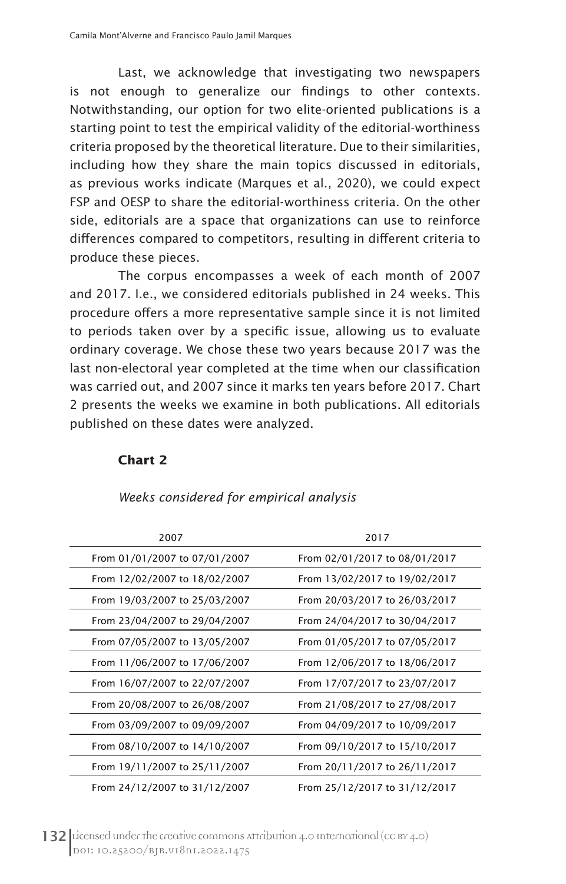Last, we acknowledge that investigating two newspapers is not enough to generalize our findings to other contexts. Notwithstanding, our option for two elite-oriented publications is a starting point to test the empirical validity of the editorial-worthiness criteria proposed by the theoretical literature. Due to their similarities, including how they share the main topics discussed in editorials, as previous works indicate (Marques et al., 2020), we could expect FSP and OESP to share the editorial-worthiness criteria. On the other side, editorials are a space that organizations can use to reinforce differences compared to competitors, resulting in different criteria to produce these pieces.

The corpus encompasses a week of each month of 2007 and 2017. I.e., we considered editorials published in 24 weeks. This procedure offers a more representative sample since it is not limited to periods taken over by a specific issue, allowing us to evaluate ordinary coverage. We chose these two years because 2017 was the last non-electoral year completed at the time when our classification was carried out, and 2007 since it marks ten years before 2017. Chart 2 presents the weeks we examine in both publications. All editorials published on these dates were analyzed.

**Chart 2**

*Weeks considered for empirical analysis*

| 2007 | 2017 |
|---|---|
| From 01/01/2007 to 07/01/2007 | From 02/01/2017 to 08/01/2017 |
| From 12/02/2007 to 18/02/2007 | From 13/02/2017 to 19/02/2017 |
| From 19/03/2007 to 25/03/2007 | From 20/03/2017 to 26/03/2017 |
| From 23/04/2007 to 29/04/2007 | From 24/04/2017 to 30/04/2017 |
| From 07/05/2007 to 13/05/2007 | From 01/05/2017 to 07/05/2017 |
| From 11/06/2007 to 17/06/2007 | From 12/06/2017 to 18/06/2017 |
| From 16/07/2007 to 22/07/2007 | From 17/07/2017 to 23/07/2017 |
| From 20/08/2007 to 26/08/2007 | From 21/08/2017 to 27/08/2017 |
| From 03/09/2007 to 09/09/2007 | From 04/09/2017 to 10/09/2017 |
| From 08/10/2007 to 14/10/2007 | From 09/10/2017 to 15/10/2017 |
| From 19/11/2007 to 25/11/2007 | From 20/11/2017 to 26/11/2017 |
| From 24/12/2007 to 31/12/2007 | From 25/12/2017 to 31/12/2017 |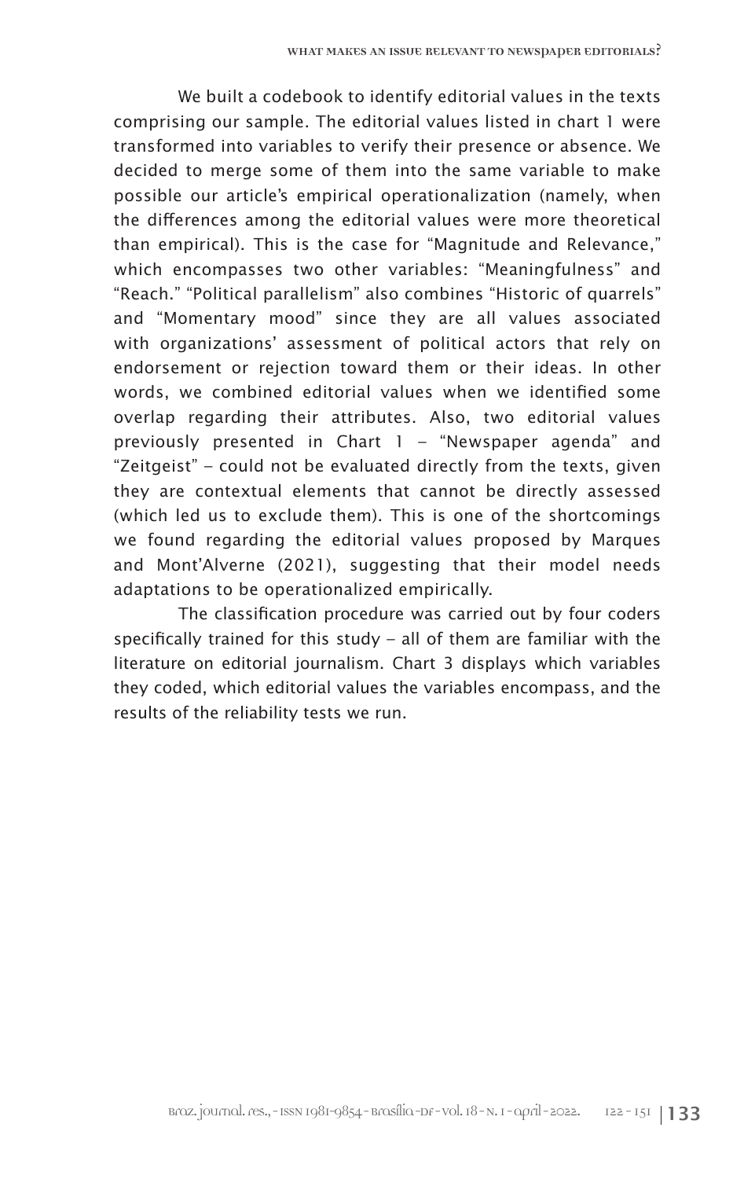We built a codebook to identify editorial values in the texts comprising our sample. The editorial values listed in chart 1 were transformed into variables to verify their presence or absence. We decided to merge some of them into the same variable to make possible our article's empirical operationalization (namely, when the differences among the editorial values were more theoretical than empirical). This is the case for "Magnitude and Relevance," which encompasses two other variables: "Meaningfulness" and "Reach." "Political parallelism" also combines "Historic of quarrels" and "Momentary mood" since they are all values associated with organizations' assessment of political actors that rely on endorsement or rejection toward them or their ideas. In other words, we combined editorial values when we identified some overlap regarding their attributes. Also, two editorial values previously presented in Chart 1 – "Newspaper agenda" and "Zeitgeist" – could not be evaluated directly from the texts, given they are contextual elements that cannot be directly assessed (which led us to exclude them). This is one of the shortcomings we found regarding the editorial values proposed by Marques and Mont'Alverne (2021), suggesting that their model needs adaptations to be operationalized empirically.

The classification procedure was carried out by four coders specifically trained for this study – all of them are familiar with the literature on editorial journalism. Chart 3 displays which variables they coded, which editorial values the variables encompass, and the results of the reliability tests we run.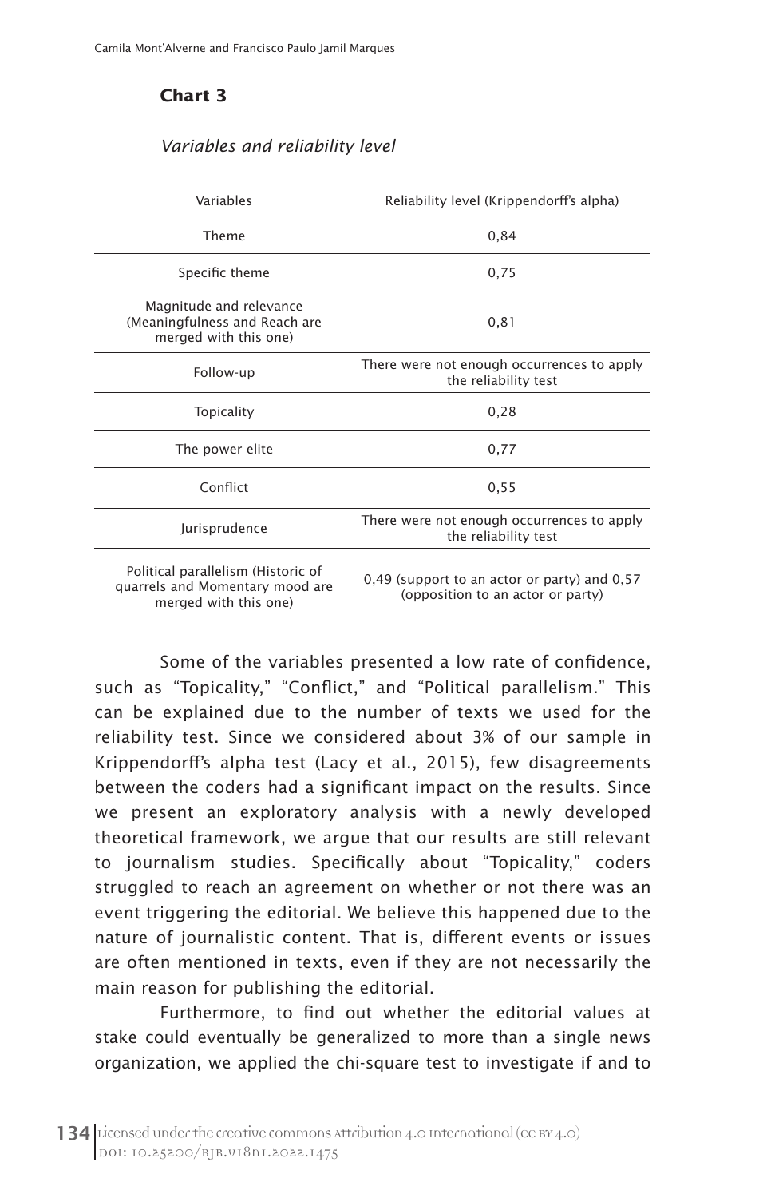**Chart 3**

*Variables and reliability level*

| Variables | Reliability level (Krippendorff's alpha) |
|---|---|
| Theme | 0,84 |
| Specific theme | 0,75 |
| Magnitude and relevance (Meaningfulness and Reach are merged with this one) | 0,81 |
| Follow-up | There were not enough occurrences to apply the reliability test |
| Topicality | 0,28 |
| The power elite | 0,77 |
| Conflict | 0,55 |
| Jurisprudence | There were not enough occurrences to apply the reliability test |
| Political parallelism (Historic of quarrels and Momentary mood are merged with this one) | 0,49 (support to an actor or party) and 0,57 (opposition to an actor or party) |

Some of the variables presented a low rate of confidence, such as "Topicality," "Conflict," and "Political parallelism." This can be explained due to the number of texts we used for the reliability test. Since we considered about 3% of our sample in Krippendorff's alpha test (Lacy et al., 2015), few disagreements between the coders had a significant impact on the results. Since we present an exploratory analysis with a newly developed theoretical framework, we argue that our results are still relevant to journalism studies. Specifically about "Topicality," coders struggled to reach an agreement on whether or not there was an event triggering the editorial. We believe this happened due to the nature of journalistic content. That is, different events or issues are often mentioned in texts, even if they are not necessarily the main reason for publishing the editorial.

Furthermore, to find out whether the editorial values at stake could eventually be generalized to more than a single news organization, we applied the chi-square test to investigate if and to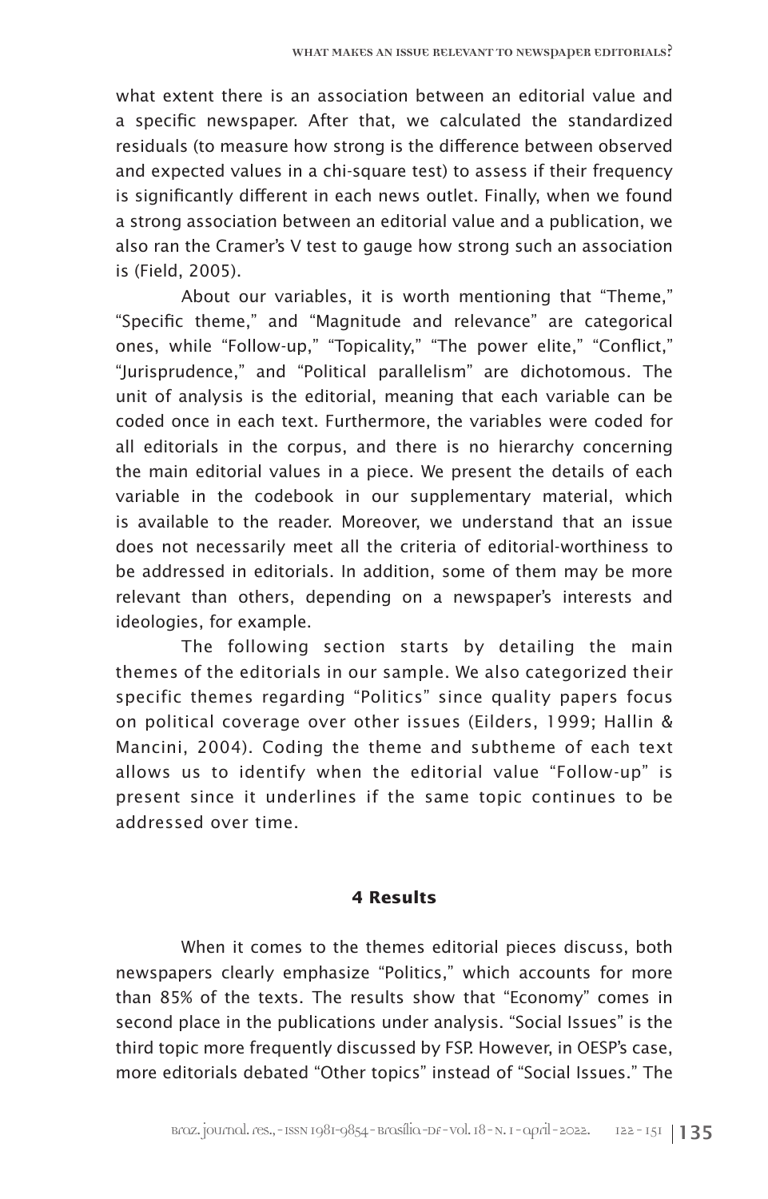what extent there is an association between an editorial value and a specific newspaper. After that, we calculated the standardized residuals (to measure how strong is the difference between observed and expected values in a chi-square test) to assess if their frequency is significantly different in each news outlet. Finally, when we found a strong association between an editorial value and a publication, we also ran the Cramer's V test to gauge how strong such an association is (Field, 2005).

About our variables, it is worth mentioning that "Theme," "Specific theme," and "Magnitude and relevance" are categorical ones, while "Follow-up," "Topicality," "The power elite," "Conflict," "Jurisprudence," and "Political parallelism" are dichotomous. The unit of analysis is the editorial, meaning that each variable can be coded once in each text. Furthermore, the variables were coded for all editorials in the corpus, and there is no hierarchy concerning the main editorial values in a piece. We present the details of each variable in the codebook in our supplementary material, which is available to the reader. Moreover, we understand that an issue does not necessarily meet all the criteria of editorial-worthiness to be addressed in editorials. In addition, some of them may be more relevant than others, depending on a newspaper's interests and ideologies, for example.

The following section starts by detailing the main themes of the editorials in our sample. We also categorized their specific themes regarding "Politics" since quality papers focus on political coverage over other issues (Eilders, 1999; Hallin & Mancini, 2004). Coding the theme and subtheme of each text allows us to identify when the editorial value "Follow-up" is present since it underlines if the same topic continues to be addressed over time.

## 4 Results

When it comes to the themes editorial pieces discuss, both newspapers clearly emphasize "Politics," which accounts for more than 85% of the texts. The results show that "Economy" comes in second place in the publications under analysis. "Social Issues" is the third topic more frequently discussed by FSP. However, in OESP's case, more editorials debated "Other topics" instead of "Social Issues." The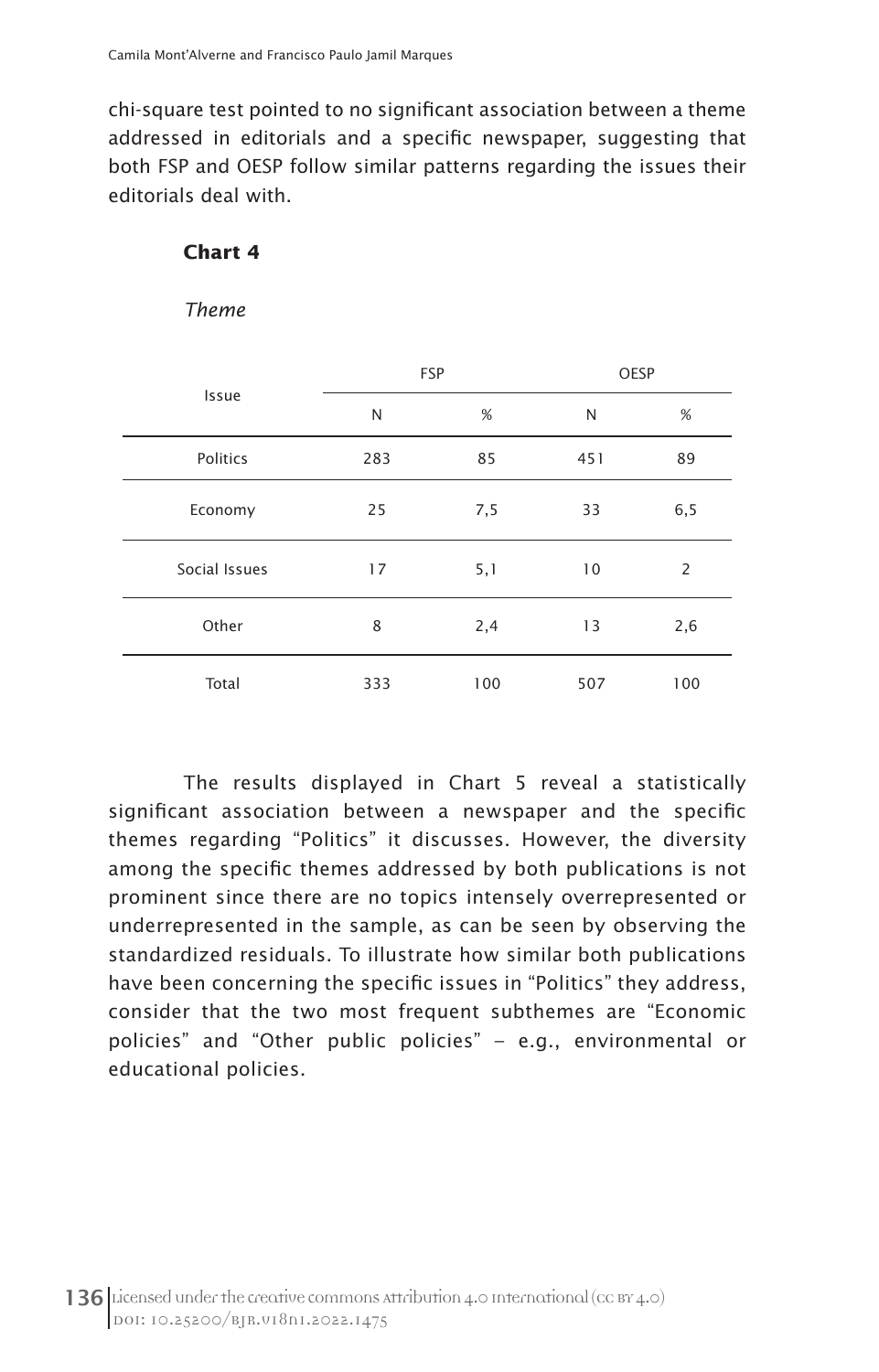chi-square test pointed to no significant association between a theme addressed in editorials and a specific newspaper, suggesting that both FSP and OESP follow similar patterns regarding the issues their editorials deal with.

**Chart 4**

*Theme*

| Issue | FSP | | OESP | |
|---|---|---|---|---|
| | N | % | N | % |
| Politics | 283 | 85 | 451 | 89 |
| Economy | 25 | 7,5 | 33 | 6,5 |
| Social Issues | 17 | 5,1 | 10 | 2 |
| Other | 8 | 2,4 | 13 | 2,6 |
| Total | 333 | 100 | 507 | 100 |

The results displayed in Chart 5 reveal a statistically significant association between a newspaper and the specific themes regarding "Politics" it discusses. However, the diversity among the specific themes addressed by both publications is not prominent since there are no topics intensely overrepresented or underrepresented in the sample, as can be seen by observing the standardized residuals. To illustrate how similar both publications have been concerning the specific issues in "Politics" they address, consider that the two most frequent subthemes are "Economic policies" and "Other public policies" – e.g., environmental or educational policies.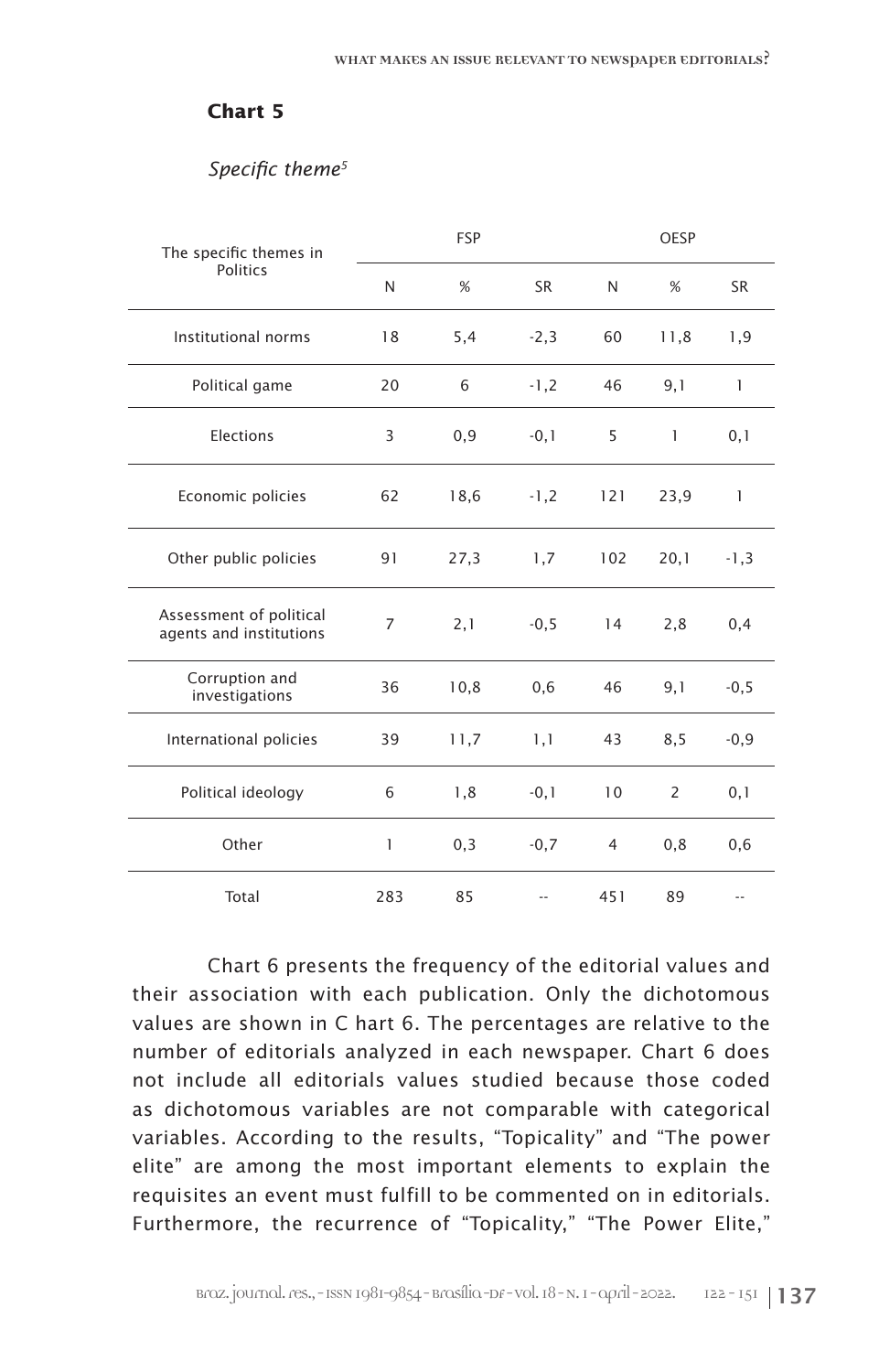**Chart 5**

*Specific theme*[5]

| The specific themes in Politics | FSP | | | OESP | | |
|---|---|---|---|---|---|---|
| | N | % | SR | N | % | SR |
| Institutional norms | 18 | 5,4 | -2,3 | 60 | 11,8 | 1,9 |
| Political game | 20 | 6 | -1,2 | 46 | 9,1 | 1 |
| Elections | 3 | 0,9 | -0,1 | 5 | 1 | 0,1 |
| Economic policies | 62 | 18,6 | -1,2 | 121 | 23,9 | 1 |
| Other public policies | 91 | 27,3 | 1,7 | 102 | 20,1 | -1,3 |
| Assessment of political agents and institutions | 7 | 2,1 | -0,5 | 14 | 2,8 | 0,4 |
| Corruption and investigations | 36 | 10,8 | 0,6 | 46 | 9,1 | -0,5 |
| International policies | 39 | 11,7 | 1,1 | 43 | 8,5 | -0,9 |
| Political ideology | 6 | 1,8 | -0,1 | 10 | 2 | 0,1 |
| Other | 1 | 0,3 | -0,7 | 4 | 0,8 | 0,6 |
| Total | 283 | 85 | -- | 451 | 89 | -- |

Chart 6 presents the frequency of the editorial values and their association with each publication. Only the dichotomous values are shown in C hart 6. The percentages are relative to the number of editorials analyzed in each newspaper. Chart 6 does not include all editorials values studied because those coded as dichotomous variables are not comparable with categorical variables. According to the results, "Topicality" and "The power elite" are among the most important elements to explain the requisites an event must fulfill to be commented on in editorials. Furthermore, the recurrence of "Topicality," "The Power Elite,"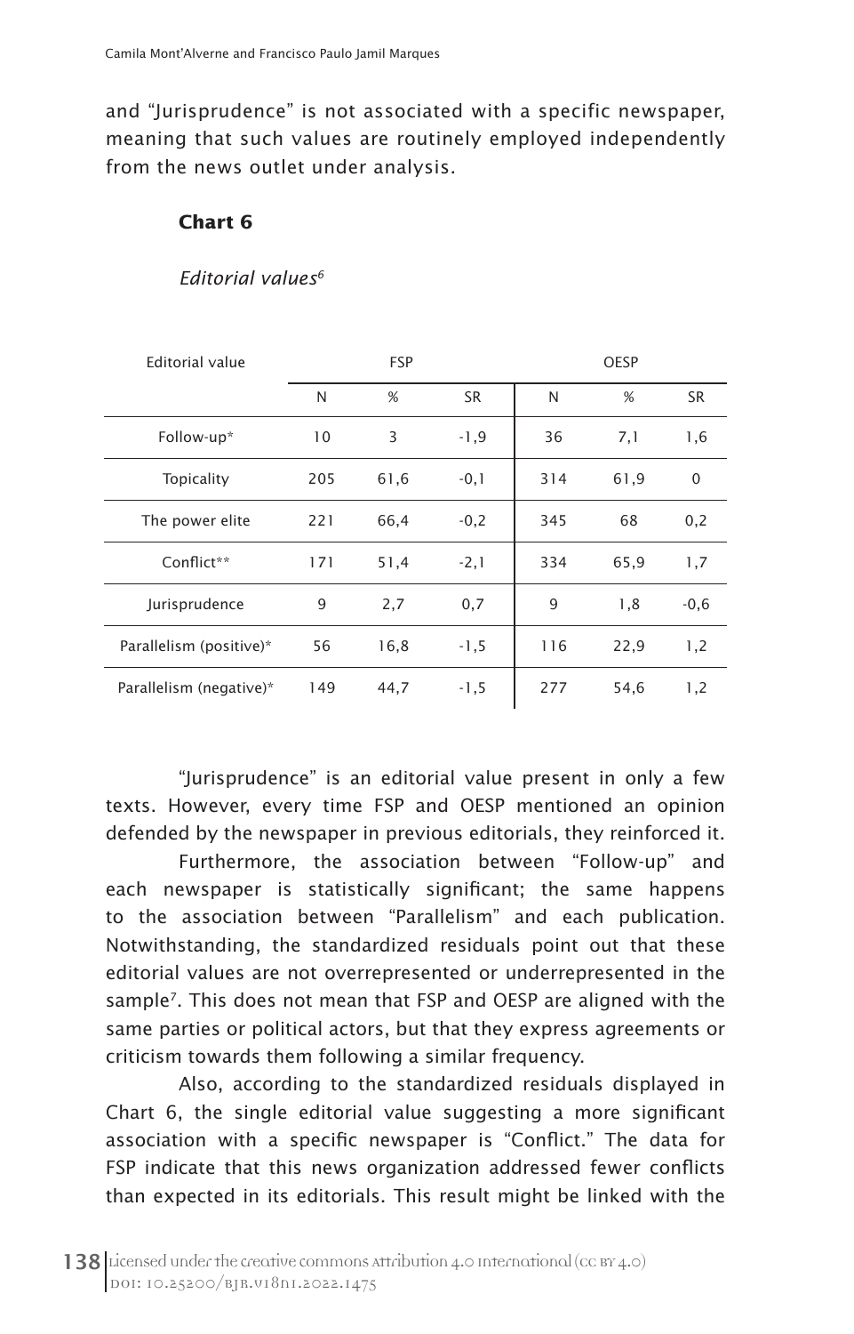and “Jurisprudence” is not associated with a specific newspaper, meaning that such values are routinely employed independently from the news outlet under analysis.

**Chart 6**

*Editorial values*[6]

| Editorial value | FSP | | | OESP | | |
|---|---|---|---|---|---|---|
| | N | % | SR | N | % | SR |
| Follow-up* | 10 | 3 | -1,9 | 36 | 7,1 | 1,6 |
| Topicality | 205 | 61,6 | -0,1 | 314 | 61,9 | 0 |
| The power elite | 221 | 66,4 | -0,2 | 345 | 68 | 0,2 |
| Conflict** | 171 | 51,4 | -2,1 | 334 | 65,9 | 1,7 |
| Jurisprudence | 9 | 2,7 | 0,7 | 9 | 1,8 | -0,6 |
| Parallelism (positive)* | 56 | 16,8 | -1,5 | 116 | 22,9 | 1,2 |
| Parallelism (negative)* | 149 | 44,7 | -1,5 | 277 | 54,6 | 1,2 |

“Jurisprudence” is an editorial value present in only a few texts. However, every time FSP and OESP mentioned an opinion defended by the newspaper in previous editorials, they reinforced it.

Furthermore, the association between “Follow-up” and each newspaper is statistically significant; the same happens to the association between “Parallelism” and each publication. Notwithstanding, the standardized residuals point out that these editorial values are not overrepresented or underrepresented in the sample[7]. This does not mean that FSP and OESP are aligned with the same parties or political actors, but that they express agreements or criticism towards them following a similar frequency.

Also, according to the standardized residuals displayed in Chart 6, the single editorial value suggesting a more significant association with a specific newspaper is “Conflict.” The data for FSP indicate that this news organization addressed fewer conflicts than expected in its editorials. This result might be linked with the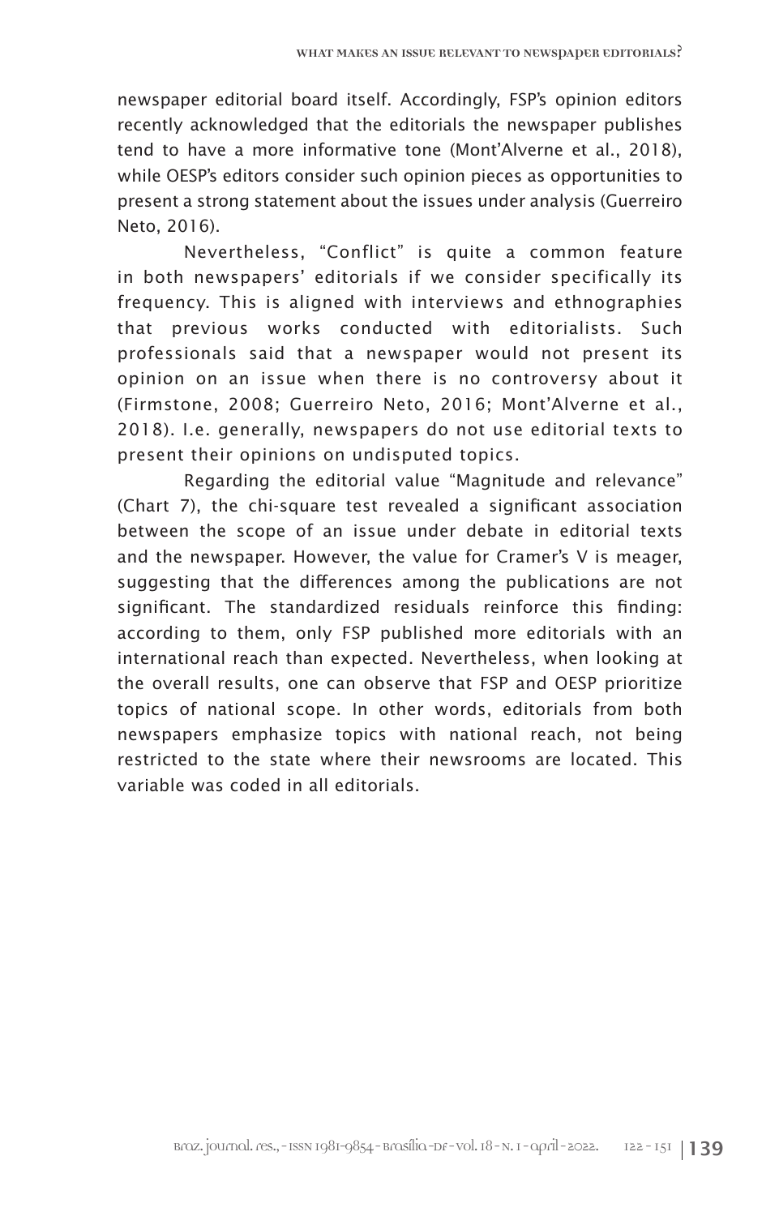newspaper editorial board itself. Accordingly, FSP's opinion editors recently acknowledged that the editorials the newspaper publishes tend to have a more informative tone (Mont'Alverne et al., 2018), while OESP's editors consider such opinion pieces as opportunities to present a strong statement about the issues under analysis (Guerreiro Neto, 2016).

Nevertheless, "Conflict" is quite a common feature in both newspapers' editorials if we consider specifically its frequency. This is aligned with interviews and ethnographies that previous works conducted with editorialists. Such professionals said that a newspaper would not present its opinion on an issue when there is no controversy about it (Firmstone, 2008; Guerreiro Neto, 2016; Mont'Alverne et al., 2018). I.e. generally, newspapers do not use editorial texts to present their opinions on undisputed topics.

Regarding the editorial value "Magnitude and relevance" (Chart 7), the chi-square test revealed a significant association between the scope of an issue under debate in editorial texts and the newspaper. However, the value for Cramer's V is meager, suggesting that the differences among the publications are not significant. The standardized residuals reinforce this finding: according to them, only FSP published more editorials with an international reach than expected. Nevertheless, when looking at the overall results, one can observe that FSP and OESP prioritize topics of national scope. In other words, editorials from both newspapers emphasize topics with national reach, not being restricted to the state where their newsrooms are located. This variable was coded in all editorials.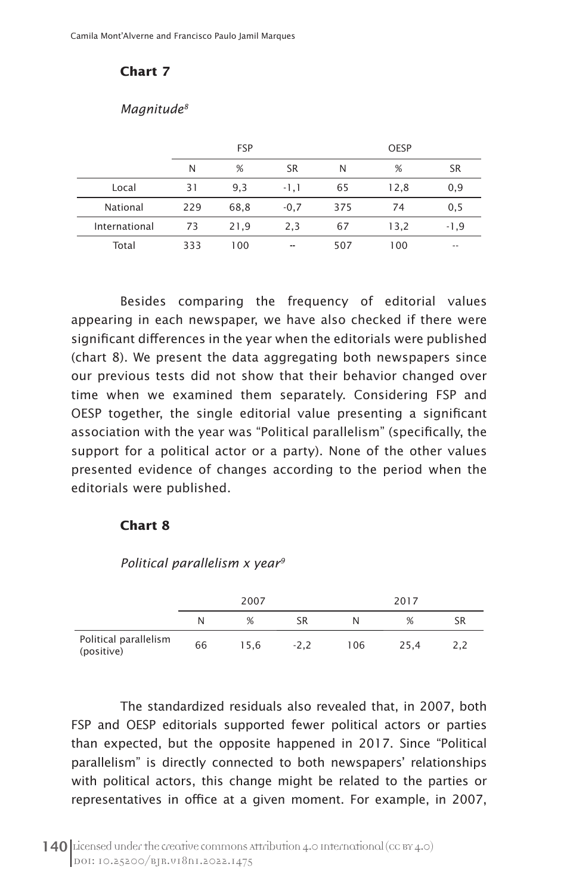**Chart 7**

*Magnitude*[8]

| | FSP | | | OESP | | |
|---|---|---|---|---|---|---|
| | N | % | SR | N | % | SR |
| Local | 31 | 9,3 | -1,1 | 65 | 12,8 | 0,9 |
| National | 229 | 68,8 | -0,7 | 375 | 74 | 0,5 |
| International | 73 | 21,9 | 2,3 | 67 | 13,2 | -1,9 |
| Total | 333 | 100 | -- | 507 | 100 | -- |

Besides comparing the frequency of editorial values appearing in each newspaper, we have also checked if there were significant differences in the year when the editorials were published (chart 8). We present the data aggregating both newspapers since our previous tests did not show that their behavior changed over time when we examined them separately. Considering FSP and OESP together, the single editorial value presenting a significant association with the year was "Political parallelism" (specifically, the support for a political actor or a party). None of the other values presented evidence of changes according to the period when the editorials were published.

**Chart 8**

*Political parallelism x year*[9]

| | 2007 | | | 2017 | | |
|---|---|---|---|---|---|---|
| | N | % | SR | N | % | SR |
| Political parallelism (positive) | 66 | 15,6 | -2,2 | 106 | 25,4 | 2,2 |

The standardized residuals also revealed that, in 2007, both FSP and OESP editorials supported fewer political actors or parties than expected, but the opposite happened in 2017. Since "Political parallelism" is directly connected to both newspapers' relationships with political actors, this change might be related to the parties or representatives in office at a given moment. For example, in 2007,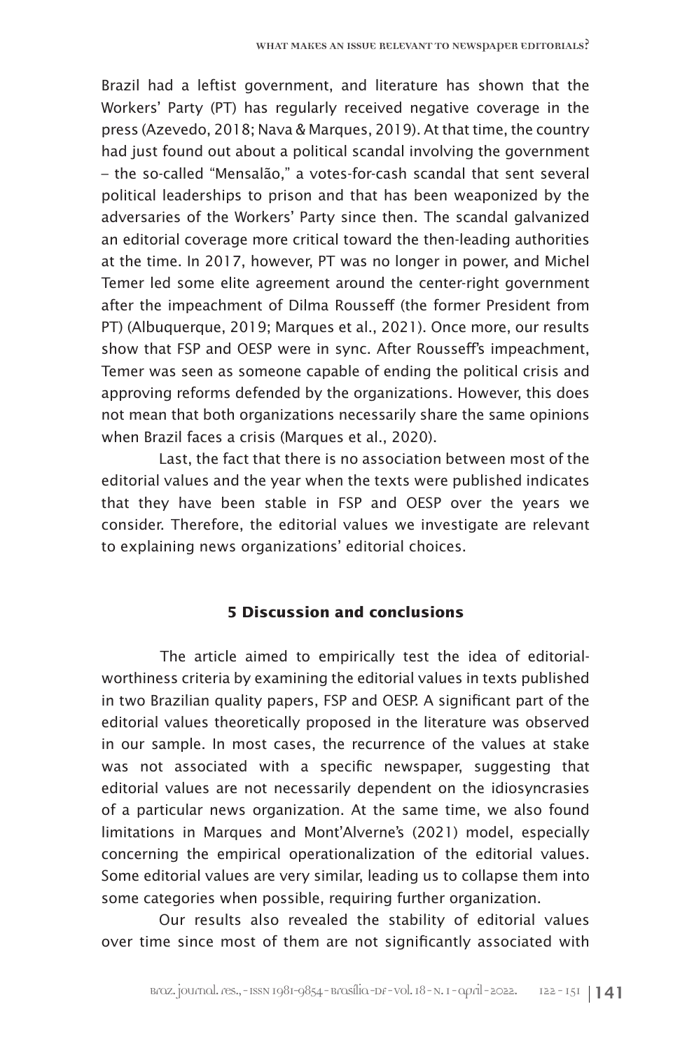Brazil had a leftist government, and literature has shown that the Workers' Party (PT) has regularly received negative coverage in the press (Azevedo, 2018; Nava & Marques, 2019). At that time, the country had just found out about a political scandal involving the government – the so-called "Mensalão," a votes-for-cash scandal that sent several political leaderships to prison and that has been weaponized by the adversaries of the Workers' Party since then. The scandal galvanized an editorial coverage more critical toward the then-leading authorities at the time. In 2017, however, PT was no longer in power, and Michel Temer led some elite agreement around the center-right government after the impeachment of Dilma Rousseff (the former President from PT) (Albuquerque, 2019; Marques et al., 2021). Once more, our results show that FSP and OESP were in sync. After Rousseff's impeachment, Temer was seen as someone capable of ending the political crisis and approving reforms defended by the organizations. However, this does not mean that both organizations necessarily share the same opinions when Brazil faces a crisis (Marques et al., 2020).

Last, the fact that there is no association between most of the editorial values and the year when the texts were published indicates that they have been stable in FSP and OESP over the years we consider. Therefore, the editorial values we investigate are relevant to explaining news organizations' editorial choices.

## 5 Discussion and conclusions

The article aimed to empirically test the idea of editorial-worthiness criteria by examining the editorial values in texts published in two Brazilian quality papers, FSP and OESP. A significant part of the editorial values theoretically proposed in the literature was observed in our sample. In most cases, the recurrence of the values at stake was not associated with a specific newspaper, suggesting that editorial values are not necessarily dependent on the idiosyncrasies of a particular news organization. At the same time, we also found limitations in Marques and Mont'Alverne's (2021) model, especially concerning the empirical operationalization of the editorial values. Some editorial values are very similar, leading us to collapse them into some categories when possible, requiring further organization.

Our results also revealed the stability of editorial values over time since most of them are not significantly associated with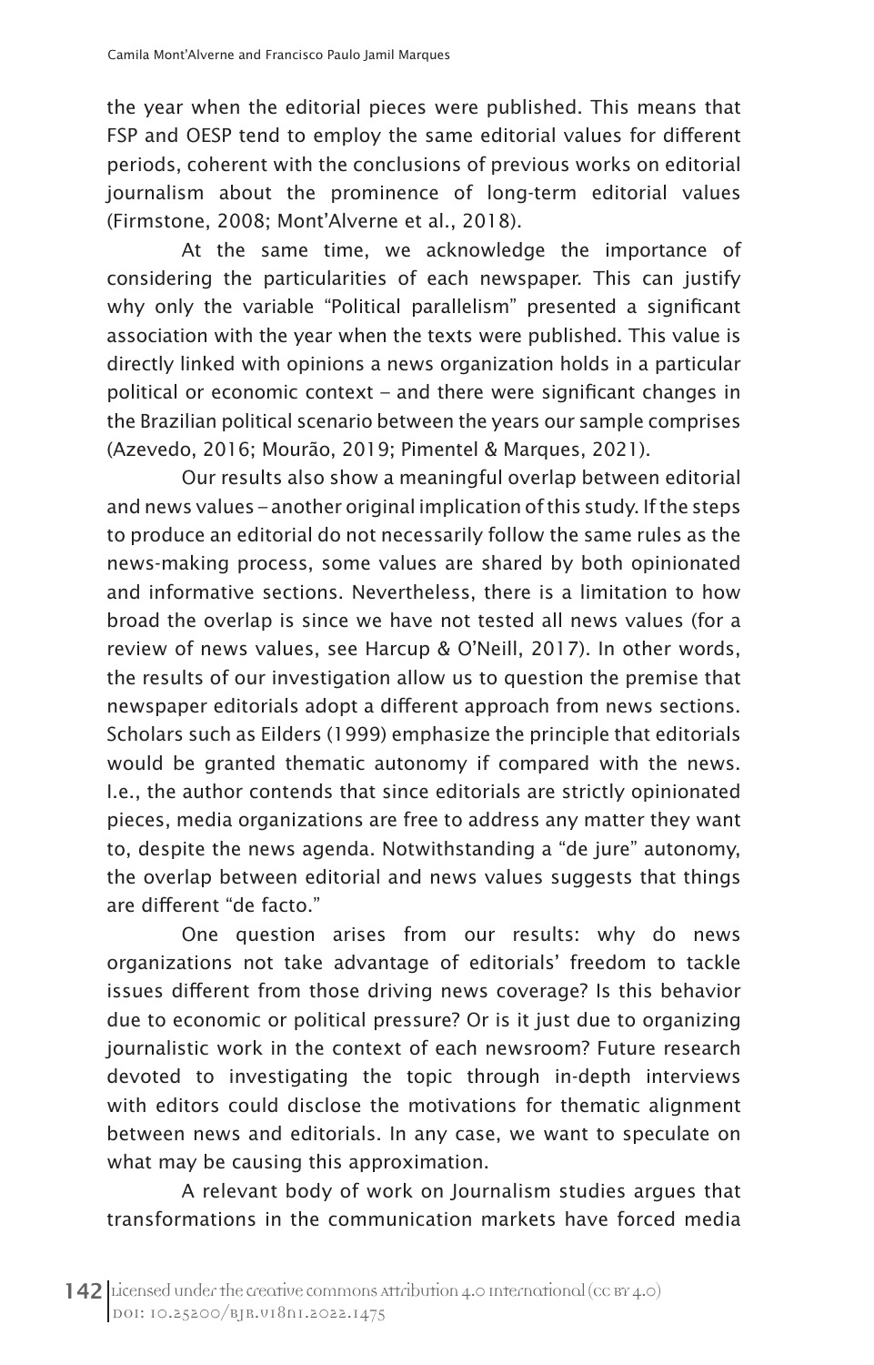the year when the editorial pieces were published. This means that FSP and OESP tend to employ the same editorial values for different periods, coherent with the conclusions of previous works on editorial journalism about the prominence of long-term editorial values (Firmstone, 2008; Mont'Alverne et al., 2018).

At the same time, we acknowledge the importance of considering the particularities of each newspaper. This can justify why only the variable "Political parallelism" presented a significant association with the year when the texts were published. This value is directly linked with opinions a news organization holds in a particular political or economic context – and there were significant changes in the Brazilian political scenario between the years our sample comprises (Azevedo, 2016; Mourão, 2019; Pimentel & Marques, 2021).

Our results also show a meaningful overlap between editorial and news values – another original implication of this study. If the steps to produce an editorial do not necessarily follow the same rules as the news-making process, some values are shared by both opinionated and informative sections. Nevertheless, there is a limitation to how broad the overlap is since we have not tested all news values (for a review of news values, see Harcup & O'Neill, 2017). In other words, the results of our investigation allow us to question the premise that newspaper editorials adopt a different approach from news sections. Scholars such as Eilders (1999) emphasize the principle that editorials would be granted thematic autonomy if compared with the news. I.e., the author contends that since editorials are strictly opinionated pieces, media organizations are free to address any matter they want to, despite the news agenda. Notwithstanding a "de jure" autonomy, the overlap between editorial and news values suggests that things are different "de facto."

One question arises from our results: why do news organizations not take advantage of editorials' freedom to tackle issues different from those driving news coverage? Is this behavior due to economic or political pressure? Or is it just due to organizing journalistic work in the context of each newsroom? Future research devoted to investigating the topic through in-depth interviews with editors could disclose the motivations for thematic alignment between news and editorials. In any case, we want to speculate on what may be causing this approximation.

A relevant body of work on Journalism studies argues that transformations in the communication markets have forced media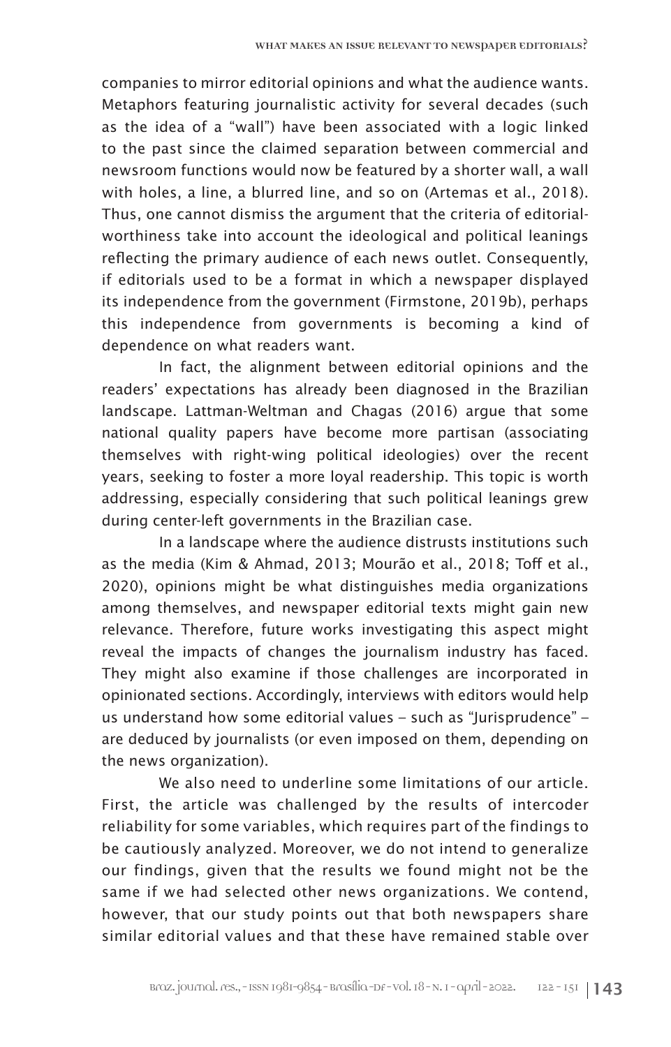companies to mirror editorial opinions and what the audience wants. Metaphors featuring journalistic activity for several decades (such as the idea of a "wall") have been associated with a logic linked to the past since the claimed separation between commercial and newsroom functions would now be featured by a shorter wall, a wall with holes, a line, a blurred line, and so on (Artemas et al., 2018). Thus, one cannot dismiss the argument that the criteria of editorial-worthiness take into account the ideological and political leanings reflecting the primary audience of each news outlet. Consequently, if editorials used to be a format in which a newspaper displayed its independence from the government (Firmstone, 2019b), perhaps this independence from governments is becoming a kind of dependence on what readers want.

In fact, the alignment between editorial opinions and the readers' expectations has already been diagnosed in the Brazilian landscape. Lattman-Weltman and Chagas (2016) argue that some national quality papers have become more partisan (associating themselves with right-wing political ideologies) over the recent years, seeking to foster a more loyal readership. This topic is worth addressing, especially considering that such political leanings grew during center-left governments in the Brazilian case.

In a landscape where the audience distrusts institutions such as the media (Kim & Ahmad, 2013; Mourão et al., 2018; Toff et al., 2020), opinions might be what distinguishes media organizations among themselves, and newspaper editorial texts might gain new relevance. Therefore, future works investigating this aspect might reveal the impacts of changes the journalism industry has faced. They might also examine if those challenges are incorporated in opinionated sections. Accordingly, interviews with editors would help us understand how some editorial values – such as "Jurisprudence" – are deduced by journalists (or even imposed on them, depending on the news organization).

We also need to underline some limitations of our article. First, the article was challenged by the results of intercoder reliability for some variables, which requires part of the findings to be cautiously analyzed. Moreover, we do not intend to generalize our findings, given that the results we found might not be the same if we had selected other news organizations. We contend, however, that our study points out that both newspapers share similar editorial values and that these have remained stable over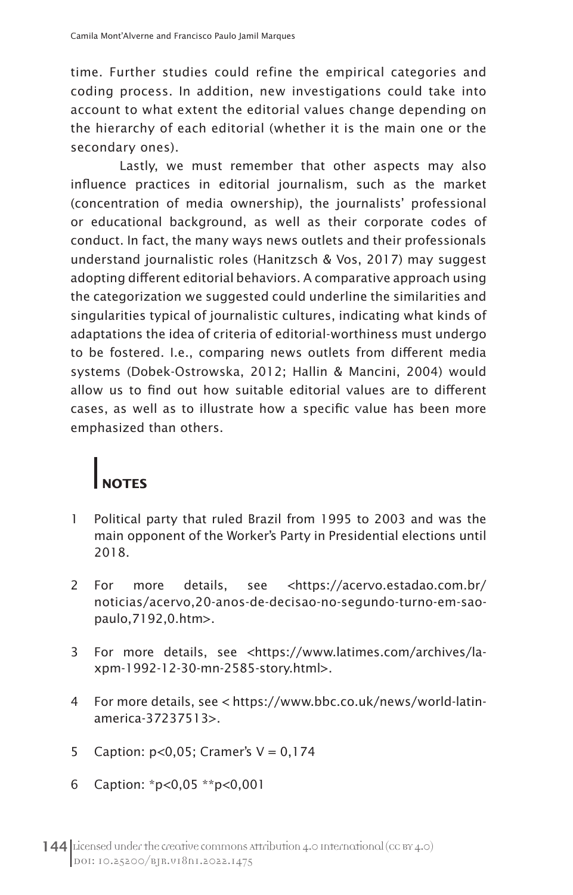time. Further studies could refine the empirical categories and coding process. In addition, new investigations could take into account to what extent the editorial values change depending on the hierarchy of each editorial (whether it is the main one or the secondary ones).

Lastly, we must remember that other aspects may also influence practices in editorial journalism, such as the market (concentration of media ownership), the journalists' professional or educational background, as well as their corporate codes of conduct. In fact, the many ways news outlets and their professionals understand journalistic roles (Hanitzsch & Vos, 2017) may suggest adopting different editorial behaviors. A comparative approach using the categorization we suggested could underline the similarities and singularities typical of journalistic cultures, indicating what kinds of adaptations the idea of criteria of editorial-worthiness must undergo to be fostered. I.e., comparing news outlets from different media systems (Dobek-Ostrowska, 2012; Hallin & Mancini, 2004) would allow us to find out how suitable editorial values are to different cases, as well as to illustrate how a specific value has been more emphasized than others.

## NOTES

1 Political party that ruled Brazil from 1995 to 2003 and was the main opponent of the Worker's Party in Presidential elections until 2018.

2 For more details, see <https://acervo.estadao.com.br/noticias/acervo,20-anos-de-decisao-no-segundo-turno-em-sao-paulo,7192,0.htm>.

3 For more details, see <https://www.latimes.com/archives/la-xpm-1992-12-30-mn-2585-story.html>.

4 For more details, see < https://www.bbc.co.uk/news/world-latin-america-37237513>.

5 Caption: $p<0,05$; Cramer's $V = 0,174$

6 Caption: *$p<0,05$ **$p<0,001$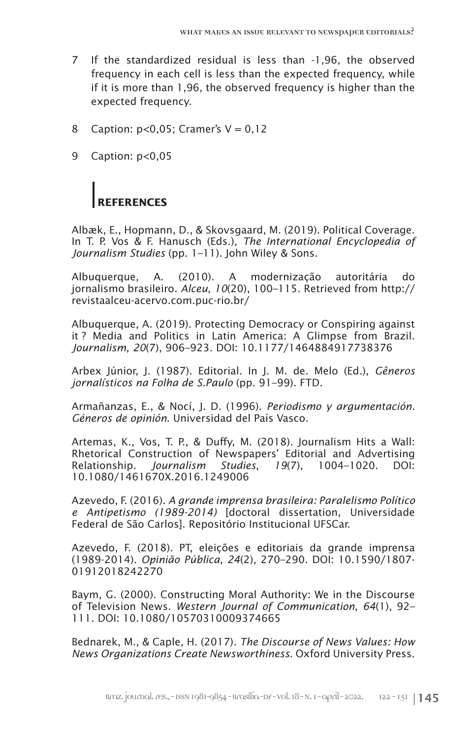7 If the standardized residual is less than -1,96, the observed frequency in each cell is less than the expected frequency, while if it is more than 1,96, the observed frequency is higher than the expected frequency.

8 Caption: $p<0,05$; Cramer's $V = 0,12$

9 Caption: $p<0,05$

## REFERENCES

Albæk, E., Hopmann, D., & Skovsgaard, M. (2019). Political Coverage. In T. P. Vos & F. Hanusch (Eds.), *The International Encyclopedia of Journalism Studies* (pp. 1–11). John Wiley & Sons.

Albuquerque, A. (2010). A modernização autoritária do jornalismo brasileiro. *Alceu*, *10*(20), 100–115. Retrieved from http://revistaalceu-acervo.com.puc-rio.br/

Albuquerque, A. (2019). Protecting Democracy or Conspiring against it ? Media and Politics in Latin America: A Glimpse from Brazil. *Journalism*, *20*(7), 906–923. DOI: 10.1177/1464884917738376

Arbex Júnior, J. (1987). Editorial. In J. M. de. Melo (Ed.), *Gêneros jornalísticos na Folha de S.Paulo* (pp. 91–99). FTD.

Armañanzas, E., & Nocí, J. D. (1996). *Periodismo y argumentación. Géneros de opinión*. Universidad del País Vasco.

Artemas, K., Vos, T. P., & Duffy, M. (2018). Journalism Hits a Wall: Rhetorical Construction of Newspapers' Editorial and Advertising Relationship. *Journalism Studies*, *19*(7), 1004–1020. DOI: 10.1080/1461670X.2016.1249006

Azevedo, F. (2016). *A grande imprensa brasileira: Paralelismo Político e Antipetismo (1989-2014)* [doctoral dissertation, Universidade Federal de São Carlos]. Repositório Institucional UFSCar.

Azevedo, F. (2018). PT, eleições e editoriais da grande imprensa (1989-2014). *Opinião Pública*, *24*(2), 270–290. DOI: 10.1590/1807-01912018242270

Baym, G. (2000). Constructing Moral Authority: We in the Discourse of Television News. *Western Journal of Communication*, *64*(1), 92–111. DOI: 10.1080/10570310009374665

Bednarek, M., & Caple, H. (2017). *The Discourse of News Values: How News Organizations Create Newsworthiness*. Oxford University Press.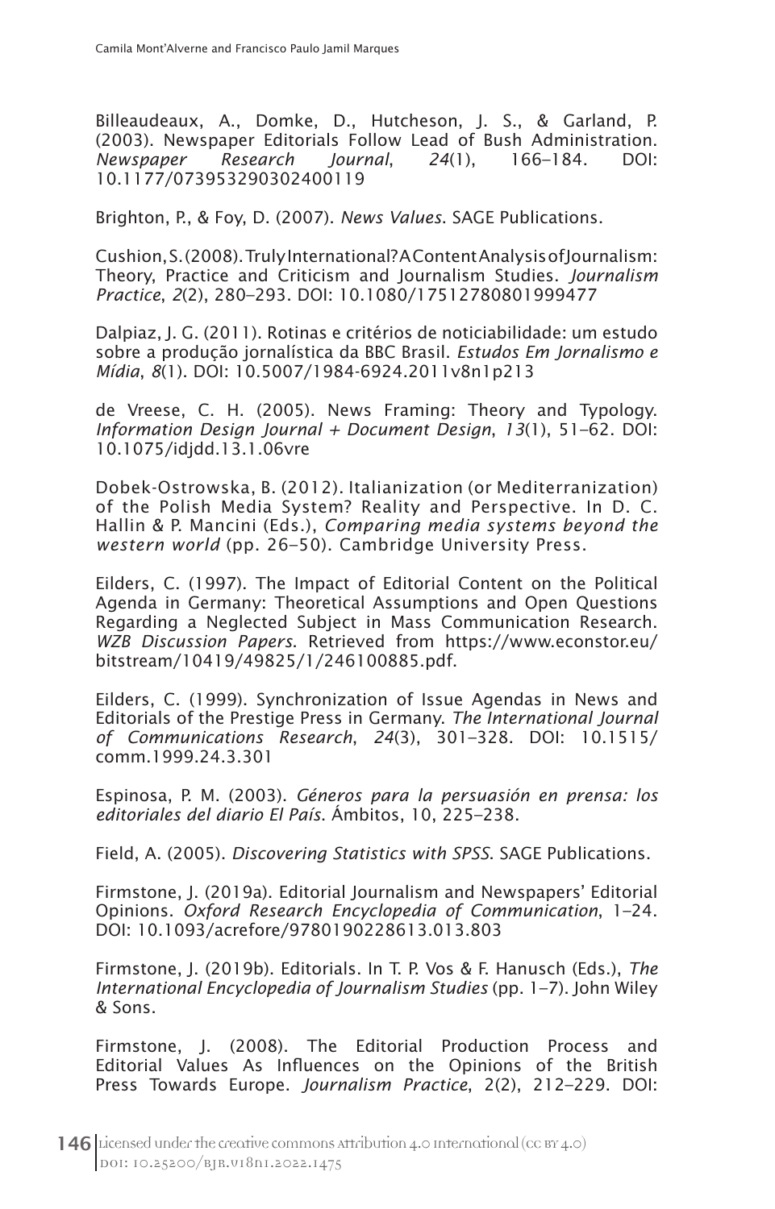Billeaudeaux, A., Domke, D., Hutcheson, J. S., & Garland, P. (2003). Newspaper Editorials Follow Lead of Bush Administration. *Newspaper Research Journal*, *24*(1), 166–184. DOI: 10.1177/073953290302400119

Brighton, P., & Foy, D. (2007). *News Values*. SAGE Publications.

Cushion, S. (2008). Truly International? A Content Analysis of Journalism: Theory, Practice and Criticism and Journalism Studies. *Journalism Practice*, *2*(2), 280–293. DOI: 10.1080/17512780801999477

Dalpiaz, J. G. (2011). Rotinas e critérios de noticiabilidade: um estudo sobre a produção jornalística da BBC Brasil. *Estudos Em Jornalismo e Mídia*, *8*(1). DOI: 10.5007/1984-6924.2011v8n1p213

de Vreese, C. H. (2005). News Framing: Theory and Typology. *Information Design Journal + Document Design*, *13*(1), 51–62. DOI: 10.1075/idjdd.13.1.06vre

Dobek-Ostrowska, B. (2012). Italianization (or Mediterranization) of the Polish Media System? Reality and Perspective. In D. C. Hallin & P. Mancini (Eds.), *Comparing media systems beyond the western world* (pp. 26–50). Cambridge University Press.

Eilders, C. (1997). The Impact of Editorial Content on the Political Agenda in Germany: Theoretical Assumptions and Open Questions Regarding a Neglected Subject in Mass Communication Research. *WZB Discussion Papers*. Retrieved from https://www.econstor.eu/bitstream/10419/49825/1/246100885.pdf.

Eilders, C. (1999). Synchronization of Issue Agendas in News and Editorials of the Prestige Press in Germany. *The International Journal of Communications Research*, *24*(3), 301–328. DOI: 10.1515/comm.1999.24.3.301

Espinosa, P. M. (2003). *Géneros para la persuasión en prensa: los editoriales del diario El País*. Ámbitos, 10, 225–238.

Field, A. (2005). *Discovering Statistics with SPSS*. SAGE Publications.

Firmstone, J. (2019a). Editorial Journalism and Newspapers' Editorial Opinions. *Oxford Research Encyclopedia of Communication*, 1–24. DOI: 10.1093/acrefore/9780190228613.013.803

Firmstone, J. (2019b). Editorials. In T. P. Vos & F. Hanusch (Eds.), *The International Encyclopedia of Journalism Studies* (pp. 1–7). John Wiley & Sons.

Firmstone, J. (2008). The Editorial Production Process and Editorial Values As Influences on the Opinions of the British Press Towards Europe. *Journalism Practice*, 2(2), 212–229. DOI: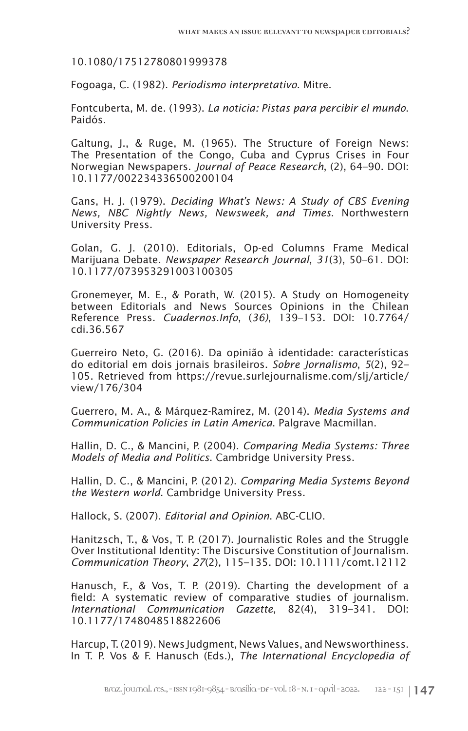10.1080/17512780801999378

Fogoaga, C. (1982). *Periodismo interpretativo*. Mitre.

Fontcuberta, M. de. (1993). *La noticia: Pistas para percibir el mundo*. Paidós.

Galtung, J., & Ruge, M. (1965). The Structure of Foreign News: The Presentation of the Congo, Cuba and Cyprus Crises in Four Norwegian Newspapers. *Journal of Peace Research*, (2), 64–90. DOI: 10.1177/002234336500200104

Gans, H. J. (1979). *Deciding What's News: A Study of CBS Evening News, NBC Nightly News, Newsweek, and Times*. Northwestern University Press.

Golan, G. J. (2010). Editorials, Op-ed Columns Frame Medical Marijuana Debate. *Newspaper Research Journal*, *31*(3), 50–61. DOI: 10.1177/073953291003100305

Gronemeyer, M. E., & Porath, W. (2015). A Study on Homogeneity between Editorials and News Sources Opinions in the Chilean Reference Press. *Cuadernos.Info*, (*36)*, 139–153. DOI: 10.7764/cdi.36.567

Guerreiro Neto, G. (2016). Da opinião à identidade: características do editorial em dois jornais brasileiros. *Sobre Jornalismo*, *5*(2), 92–105. Retrieved from https://revue.surlejournalisme.com/slj/article/view/176/304

Guerrero, M. A., & Márquez-Ramírez, M. (2014). *Media Systems and Communication Policies in Latin America*. Palgrave Macmillan.

Hallin, D. C., & Mancini, P. (2004). *Comparing Media Systems: Three Models of Media and Politics*. Cambridge University Press.

Hallin, D. C., & Mancini, P. (2012). *Comparing Media Systems Beyond the Western world*. Cambridge University Press.

Hallock, S. (2007). *Editorial and Opinion*. ABC-CLIO.

Hanitzsch, T., & Vos, T. P. (2017). Journalistic Roles and the Struggle Over Institutional Identity: The Discursive Constitution of Journalism. *Communication Theory*, *27*(2), 115–135. DOI: 10.1111/comt.12112

Hanusch, F., & Vos, T. P. (2019). Charting the development of a field: A systematic review of comparative studies of journalism. *International Communication Gazette*, 82(4), 319–341. DOI: 10.1177/1748048518822606

Harcup, T. (2019). News Judgment, News Values, and Newsworthiness. In T. P. Vos & F. Hanusch (Eds.), *The International Encyclopedia of*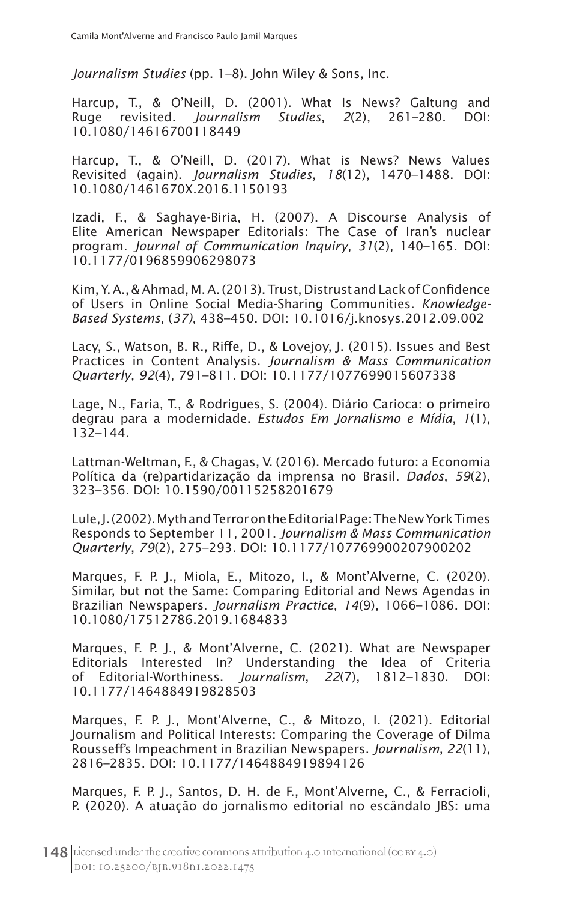*Journalism Studies* (pp. 1–8). John Wiley & Sons, Inc.

Harcup, T., & O'Neill, D. (2001). What Is News? Galtung and Ruge revisited. *Journalism Studies*, *2*(2), 261–280. DOI: 10.1080/14616700118449

Harcup, T., & O'Neill, D. (2017). What is News? News Values Revisited (again). *Journalism Studies*, *18*(12), 1470–1488. DOI: 10.1080/1461670X.2016.1150193

Izadi, F., & Saghaye-Biria, H. (2007). A Discourse Analysis of Elite American Newspaper Editorials: The Case of Iran's nuclear program. *Journal of Communication Inquiry*, *31*(2), 140–165. DOI: 10.1177/0196859906298073

Kim, Y. A., & Ahmad, M. A. (2013). Trust, Distrust and Lack of Confidence of Users in Online Social Media-Sharing Communities. *Knowledge-Based Systems*, (*37)*, 438–450. DOI: 10.1016/j.knosys.2012.09.002

Lacy, S., Watson, B. R., Riffe, D., & Lovejoy, J. (2015). Issues and Best Practices in Content Analysis. *Journalism & Mass Communication Quarterly*, *92*(4), 791–811. DOI: 10.1177/1077699015607338

Lage, N., Faria, T., & Rodrigues, S. (2004). Diário Carioca: o primeiro degrau para a modernidade. *Estudos Em Jornalismo e Mídia*, *1*(1), 132–144.

Lattman-Weltman, F., & Chagas, V. (2016). Mercado futuro: a Economia Política da (re)partidarização da imprensa no Brasil. *Dados*, *59*(2), 323–356. DOI: 10.1590/00115258201679

Lule, J. (2002). Myth and Terror on the Editorial Page: The New York Times Responds to September 11, 2001. *Journalism & Mass Communication Quarterly*, *79*(2), 275–293. DOI: 10.1177/107769900207900202

Marques, F. P. J., Miola, E., Mitozo, I., & Mont'Alverne, C. (2020). Similar, but not the Same: Comparing Editorial and News Agendas in Brazilian Newspapers. *Journalism Practice*, *14*(9), 1066–1086. DOI: 10.1080/17512786.2019.1684833

Marques, F. P. J., & Mont'Alverne, C. (2021). What are Newspaper Editorials Interested In? Understanding the Idea of Criteria of Editorial-Worthiness. *Journalism*, *22*(7), 1812–1830. DOI: 10.1177/1464884919828503

Marques, F. P. J., Mont'Alverne, C., & Mitozo, I. (2021). Editorial Journalism and Political Interests: Comparing the Coverage of Dilma Rousseff's Impeachment in Brazilian Newspapers. *Journalism*, *22*(11), 2816–2835. DOI: 10.1177/1464884919894126

Marques, F. P. J., Santos, D. H. de F., Mont'Alverne, C., & Ferracioli, P. (2020). A atuação do jornalismo editorial no escândalo JBS: uma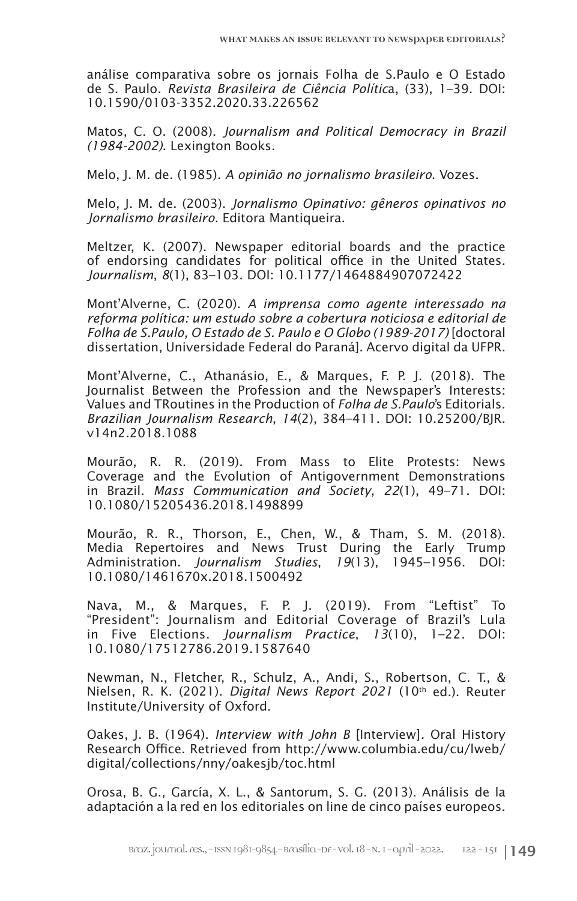análise comparativa sobre os jornais Folha de S.Paulo e O Estado de S. Paulo. *Revista Brasileira de Ciência Política*, (33), 1–39. DOI: 10.1590/0103-3352.2020.33.226562

Matos, C. O. (2008). *Journalism and Political Democracy in Brazil (1984-2002)*. Lexington Books.

Melo, J. M. de. (1985). *A opinião no jornalismo brasileiro*. Vozes.

Melo, J. M. de. (2003). *Jornalismo Opinativo: gêneros opinativos no Jornalismo brasileiro*. Editora Mantiqueira.

Meltzer, K. (2007). Newspaper editorial boards and the practice of endorsing candidates for political office in the United States. *Journalism*, *8*(1), 83–103. DOI: 10.1177/1464884907072422

Mont'Alverne, C. (2020). *A imprensa como agente interessado na reforma política: um estudo sobre a cobertura noticiosa e editorial de Folha de S.Paulo, O Estado de S. Paulo e O Globo (1989-2017)* [doctoral dissertation, Universidade Federal do Paraná]. Acervo digital da UFPR.

Mont'Alverne, C., Athanásio, E., & Marques, F. P. J. (2018). The Journalist Between the Profession and the Newspaper's Interests: Values and TRoutines in the Production of *Folha de S.Paulo*'s Editorials. *Brazilian Journalism Research*, *14*(2), 384–411. DOI: 10.25200/BJR.v14n2.2018.1088

Mourão, R. R. (2019). From Mass to Elite Protests: News Coverage and the Evolution of Antigovernment Demonstrations in Brazil. *Mass Communication and Society*, *22*(1), 49–71. DOI: 10.1080/15205436.2018.1498899

Mourão, R. R., Thorson, E., Chen, W., & Tham, S. M. (2018). Media Repertoires and News Trust During the Early Trump Administration. *Journalism Studies*, *19*(13), 1945–1956. DOI: 10.1080/1461670x.2018.1500492

Nava, M., & Marques, F. P. J. (2019). From "Leftist" To "President": Journalism and Editorial Coverage of Brazil's Lula in Five Elections. *Journalism Practice*, *13*(10), 1–22. DOI: 10.1080/17512786.2019.1587640

Newman, N., Fletcher, R., Schulz, A., Andi, S., Robertson, C. T., & Nielsen, R. K. (2021). *Digital News Report 2021* (10th ed.). Reuter Institute/University of Oxford.

Oakes, J. B. (1964). *Interview with John B* [Interview]. Oral History Research Office. Retrieved from http://www.columbia.edu/cu/lweb/digital/collections/nny/oakesjb/toc.html

Orosa, B. G., García, X. L., & Santorum, S. G. (2013). Análisis de la adaptación a la red en los editoriales on line de cinco países europeos.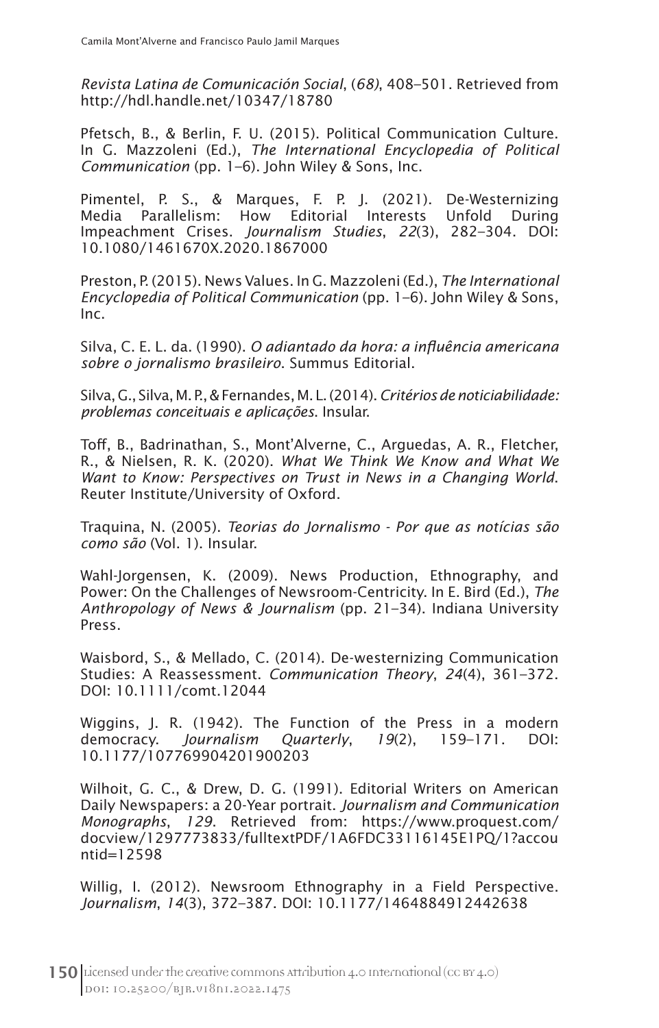*Revista Latina de Comunicación Social*, (*68)*, 408–501. Retrieved from http://hdl.handle.net/10347/18780

Pfetsch, B., & Berlin, F. U. (2015). Political Communication Culture. In G. Mazzoleni (Ed.), *The International Encyclopedia of Political Communication* (pp. 1–6). John Wiley & Sons, Inc.

Pimentel, P. S., & Marques, F. P. J. (2021). De-Westernizing Media Parallelism: How Editorial Interests Unfold During Impeachment Crises. *Journalism Studies*, *22*(3), 282–304. DOI: 10.1080/1461670X.2020.1867000

Preston, P. (2015). News Values. In G. Mazzoleni (Ed.), *The International Encyclopedia of Political Communication* (pp. 1–6). John Wiley & Sons, Inc.

Silva, C. E. L. da. (1990). *O adiantado da hora: a influência americana sobre o jornalismo brasileiro*. Summus Editorial.

Silva, G., Silva, M. P., & Fernandes, M. L. (2014). *Critérios de noticiabilidade: problemas conceituais e aplicações*. Insular.

Toff, B., Badrinathan, S., Mont'Alverne, C., Arguedas, A. R., Fletcher, R., & Nielsen, R. K. (2020). *What We Think We Know and What We Want to Know: Perspectives on Trust in News in a Changing World*. Reuter Institute/University of Oxford.

Traquina, N. (2005). *Teorias do Jornalismo - Por que as notícias são como são* (Vol. 1). Insular.

Wahl-Jorgensen, K. (2009). News Production, Ethnography, and Power: On the Challenges of Newsroom-Centricity. In E. Bird (Ed.), *The Anthropology of News & Journalism* (pp. 21–34). Indiana University Press.

Waisbord, S., & Mellado, C. (2014). De-westernizing Communication Studies: A Reassessment. *Communication Theory*, *24*(4), 361–372. DOI: 10.1111/comt.12044

Wiggins, J. R. (1942). The Function of the Press in a modern democracy. *Journalism Quarterly*, *19*(2), 159–171. DOI: 10.1177/107769904201900203

Wilhoit, G. C., & Drew, D. G. (1991). Editorial Writers on American Daily Newspapers: a 20-Year portrait. *Journalism and Communication Monographs*, *129*. Retrieved from: https://www.proquest.com/docview/1297773833/fulltextPDF/1A6FDC33116145E1PQ/1?accountid=12598

Willig, I. (2012). Newsroom Ethnography in a Field Perspective. *Journalism*, *14*(3), 372–387. DOI: 10.1177/1464884912442638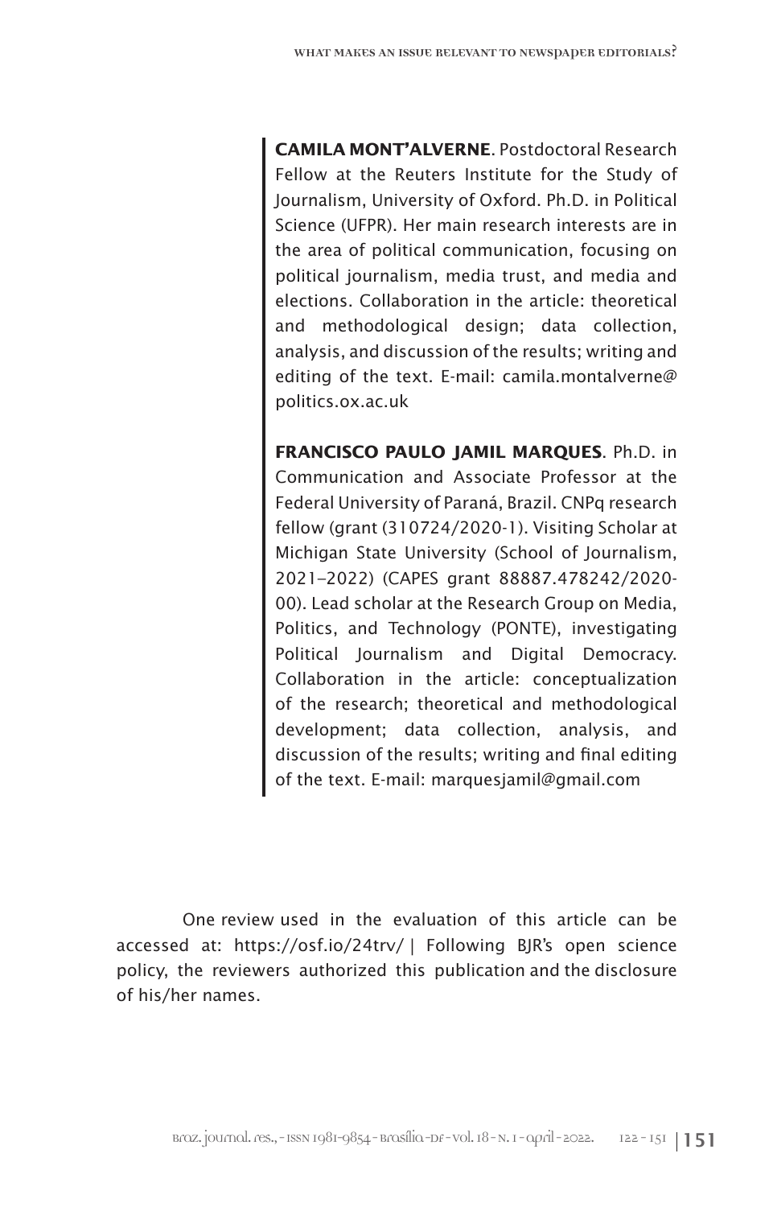**CAMILA MONT'ALVERNE**. Postdoctoral Research Fellow at the Reuters Institute for the Study of Journalism, University of Oxford. Ph.D. in Political Science (UFPR). Her main research interests are in the area of political communication, focusing on political journalism, media trust, and media and elections. Collaboration in the article: theoretical and methodological design; data collection, analysis, and discussion of the results; writing and editing of the text. E-mail: camila.montalverne@politics.ox.ac.uk

**FRANCISCO PAULO JAMIL MARQUES**. Ph.D. in Communication and Associate Professor at the Federal University of Paraná, Brazil. CNPq research fellow (grant (310724/2020-1). Visiting Scholar at Michigan State University (School of Journalism, 2021–2022) (CAPES grant 88887.478242/2020-00). Lead scholar at the Research Group on Media, Politics, and Technology (PONTE), investigating Political Journalism and Digital Democracy. Collaboration in the article: conceptualization of the research; theoretical and methodological development; data collection, analysis, and discussion of the results; writing and final editing of the text. E-mail: marquesjamil@gmail.com

One review used in the evaluation of this article can be accessed at: https://osf.io/24trv/ | Following BJR's open science policy, the reviewers authorized this publication and the disclosure of his/her names.